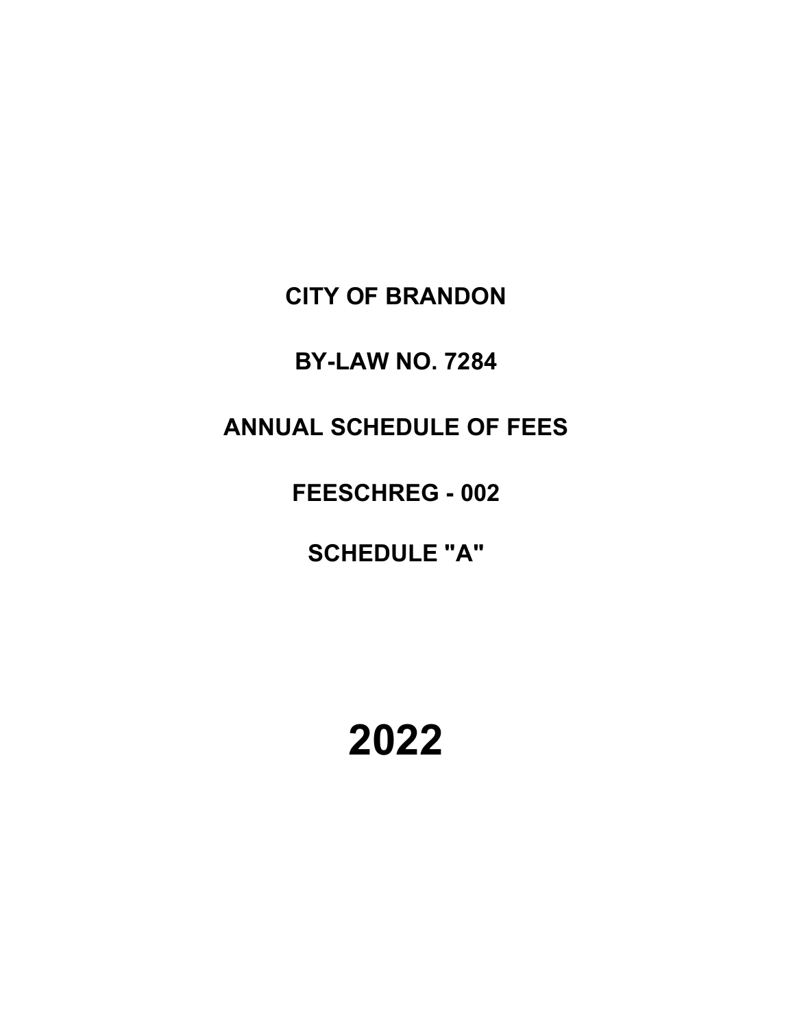# CITY OF BRANDON

## BY-LAW NO. 7284

## ANNUAL SCHEDULE OF FEES

## FEESCHREG - 002

## SCHEDULE "A"

# 2022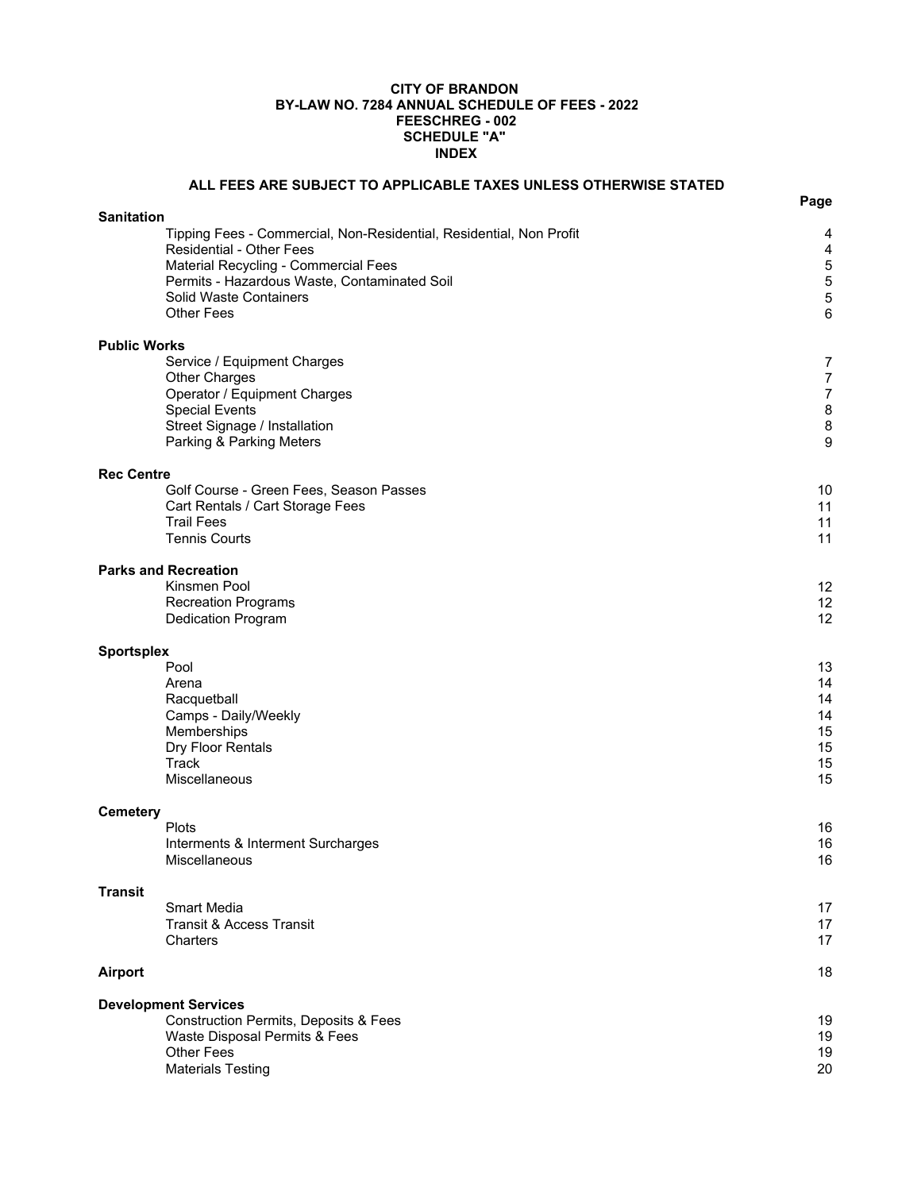**CITY OF BRANDON**
**BY-LAW NO. 7284 ANNUAL SCHEDULE OF FEES - 2022**
**FEESCHREG - 002**
**SCHEDULE "A"**
**INDEX**

**ALL FEES ARE SUBJECT TO APPLICABLE TAXES UNLESS OTHERWISE STATED**

| | Page |
|---|---|
| **Sanitation** | |
| Tipping Fees - Commercial, Non-Residential, Residential, Non Profit | 4 |
| Residential - Other Fees | 4 |
| Material Recycling - Commercial Fees | 5 |
| Permits - Hazardous Waste, Contaminated Soil | 5 |
| Solid Waste Containers | 5 |
| Other Fees | 6 |
| **Public Works** | |
| Service / Equipment Charges | 7 |
| Other Charges | 7 |
| Operator / Equipment Charges | 7 |
| Special Events | 8 |
| Street Signage / Installation | 8 |
| Parking & Parking Meters | 9 |
| **Rec Centre** | |
| Golf Course - Green Fees, Season Passes | 10 |
| Cart Rentals / Cart Storage Fees | 11 |
| Trail Fees | 11 |
| Tennis Courts | 11 |
| **Parks and Recreation** | |
| Kinsmen Pool | 12 |
| Recreation Programs | 12 |
| Dedication Program | 12 |
| **Sportsplex** | |
| Pool | 13 |
| Arena | 14 |
| Racquetball | 14 |
| Camps - Daily/Weekly | 14 |
| Memberships | 15 |
| Dry Floor Rentals | 15 |
| Track | 15 |
| Miscellaneous | 15 |
| **Cemetery** | |
| Plots | 16 |
| Interments & Interment Surcharges | 16 |
| Miscellaneous | 16 |
| **Transit** | |
| Smart Media | 17 |
| Transit & Access Transit | 17 |
| Charters | 17 |
| **Airport** | 18 |
| **Development Services** | |
| Construction Permits, Deposits & Fees | 19 |
| Waste Disposal Permits & Fees | 19 |
| Other Fees | 19 |
| Materials Testing | 20 |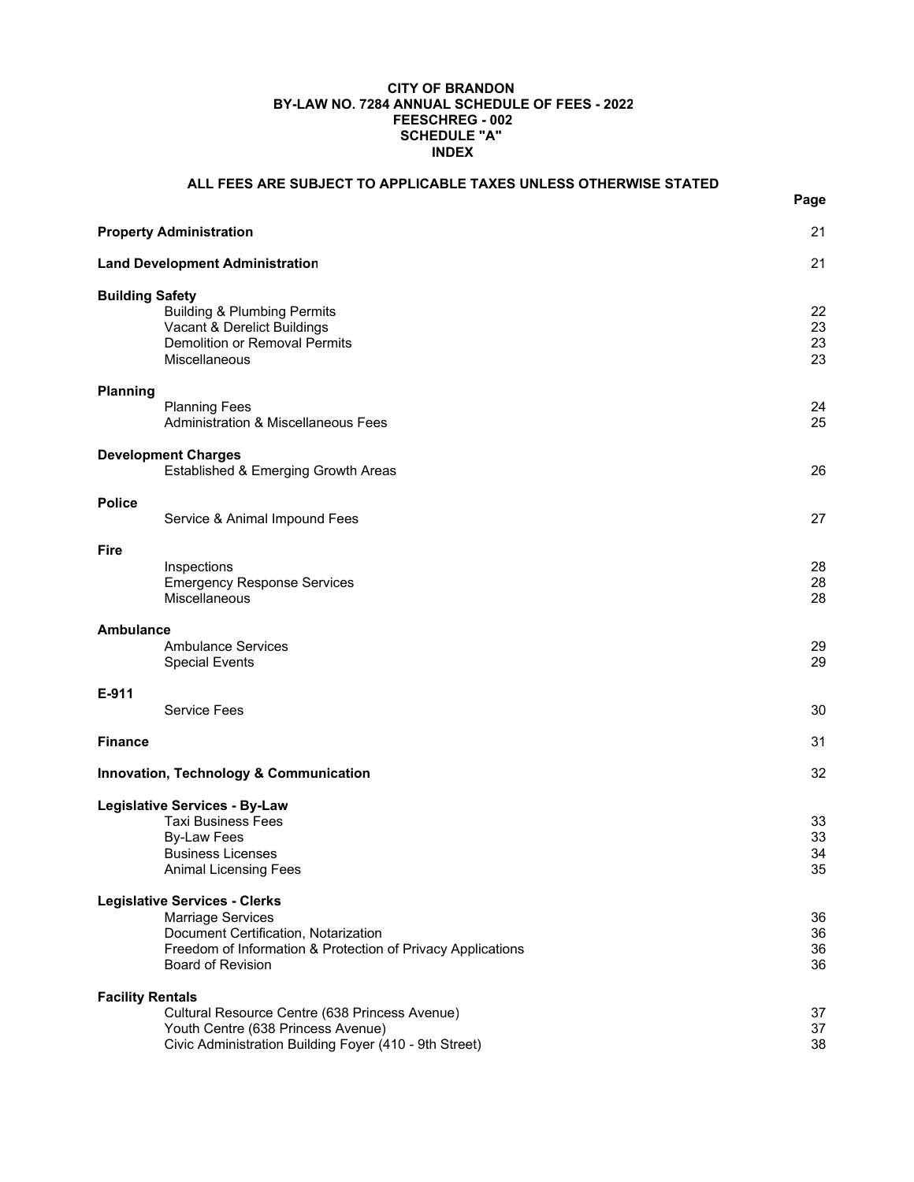**CITY OF BRANDON**
**BY-LAW NO. 7284 ANNUAL SCHEDULE OF FEES - 2022**
**FEESCHREG - 002**
**SCHEDULE "A"**
**INDEX**

**ALL FEES ARE SUBJECT TO APPLICABLE TAXES UNLESS OTHERWISE STATED**

| | Page |
|---|---|
| **Property Administration** | 21 |
| **Land Development Administration** | 21 |
| **Building Safety** | |
| Building & Plumbing Permits | 22 |
| Vacant & Derelict Buildings | 23 |
| Demolition or Removal Permits | 23 |
| Miscellaneous | 23 |
| **Planning** | |
| Planning Fees | 24 |
| Administration & Miscellaneous Fees | 25 |
| **Development Charges** | |
| Established & Emerging Growth Areas | 26 |
| **Police** | |
| Service & Animal Impound Fees | 27 |
| **Fire** | |
| Inspections | 28 |
| Emergency Response Services | 28 |
| Miscellaneous | 28 |
| **Ambulance** | |
| Ambulance Services | 29 |
| Special Events | 29 |
| **E-911** | |
| Service Fees | 30 |
| **Finance** | 31 |
| **Innovation, Technology & Communication** | 32 |
| **Legislative Services - By-Law** | |
| Taxi Business Fees | 33 |
| By-Law Fees | 33 |
| Business Licenses | 34 |
| Animal Licensing Fees | 35 |
| **Legislative Services - Clerks** | |
| Marriage Services | 36 |
| Document Certification, Notarization | 36 |
| Freedom of Information & Protection of Privacy Applications | 36 |
| Board of Revision | 36 |
| **Facility Rentals** | |
| Cultural Resource Centre (638 Princess Avenue) | 37 |
| Youth Centre (638 Princess Avenue) | 37 |
| Civic Administration Building Foyer (410 - 9th Street) | 38 |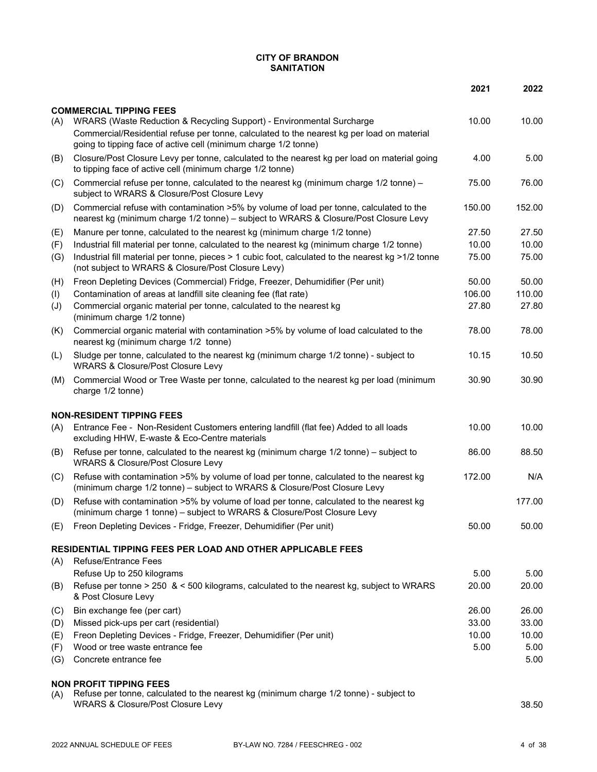# CITY OF BRANDON
## SANITATION

| | | 2021 | 2022 |
|---|---|---|---|
| | **COMMERCIAL TIPPING FEES** | | |
| (A) | WRARS (Waste Reduction & Recycling Support) - Environmental Surcharge<br>Commercial/Residential refuse per tonne, calculated to the nearest kg per load on material going to tipping face of active cell (minimum charge 1/2 tonne) | 10.00 | 10.00 |
| (B) | Closure/Post Closure Levy per tonne, calculated to the nearest kg per load on material going to tipping face of active cell (minimum charge 1/2 tonne) | 4.00 | 5.00 |
| (C) | Commercial refuse per tonne, calculated to the nearest kg (minimum charge 1/2 tonne) – subject to WRARS & Closure/Post Closure Levy | 75.00 | 76.00 |
| (D) | Commercial refuse with contamination >5% by volume of load per tonne, calculated to the nearest kg (minimum charge 1/2 tonne) – subject to WRARS & Closure/Post Closure Levy | 150.00 | 152.00 |
| (E) | Manure per tonne, calculated to the nearest kg (minimum charge 1/2 tonne) | 27.50 | 27.50 |
| (F) | Industrial fill material per tonne, calculated to the nearest kg (minimum charge 1/2 tonne) | 10.00 | 10.00 |
| (G) | Industrial fill material per tonne, pieces > 1 cubic foot, calculated to the nearest kg >1/2 tonne (not subject to WRARS & Closure/Post Closure Levy) | 75.00 | 75.00 |
| (H) | Freon Depleting Devices (Commercial) Fridge, Freezer, Dehumidifier (Per unit) | 50.00 | 50.00 |
| (I) | Contamination of areas at landfill site cleaning fee (flat rate) | 106.00 | 110.00 |
| (J) | Commercial organic material per tonne, calculated to the nearest kg (minimum charge 1/2 tonne) | 27.80 | 27.80 |
| (K) | Commercial organic material with contamination >5% by volume of load calculated to the nearest kg (minimum charge 1/2 tonne) | 78.00 | 78.00 |
| (L) | Sludge per tonne, calculated to the nearest kg (minimum charge 1/2 tonne) - subject to WRARS & Closure/Post Closure Levy | 10.15 | 10.50 |
| (M) | Commercial Wood or Tree Waste per tonne, calculated to the nearest kg per load (minimum charge 1/2 tonne) | 30.90 | 30.90 |
| | **NON-RESIDENT TIPPING FEES** | | |
| (A) | Entrance Fee - Non-Resident Customers entering landfill (flat fee) Added to all loads excluding HHW, E-waste & Eco-Centre materials | 10.00 | 10.00 |
| (B) | Refuse per tonne, calculated to the nearest kg (minimum charge 1/2 tonne) – subject to WRARS & Closure/Post Closure Levy | 86.00 | 88.50 |
| (C) | Refuse with contamination >5% by volume of load per tonne, calculated to the nearest kg (minimum charge 1/2 tonne) – subject to WRARS & Closure/Post Closure Levy | 172.00 | N/A |
| (D) | Refuse with contamination >5% by volume of load per tonne, calculated to the nearest kg (minimum charge 1 tonne) – subject to WRARS & Closure/Post Closure Levy | | 177.00 |
| (E) | Freon Depleting Devices - Fridge, Freezer, Dehumidifier (Per unit) | 50.00 | 50.00 |
| | **RESIDENTIAL TIPPING FEES PER LOAD AND OTHER APPLICABLE FEES** | | |
| (A) | Refuse/Entrance Fees<br>Refuse Up to 250 kilograms | 5.00 | 5.00 |
| (B) | Refuse per tonne > 250 & < 500 kilograms, calculated to the nearest kg, subject to WRARS & Post Closure Levy | 20.00 | 20.00 |
| (C) | Bin exchange fee (per cart) | 26.00 | 26.00 |
| (D) | Missed pick-ups per cart (residential) | 33.00 | 33.00 |
| (E) | Freon Depleting Devices - Fridge, Freezer, Dehumidifier (Per unit) | 10.00 | 10.00 |
| (F) | Wood or tree waste entrance fee | 5.00 | 5.00 |
| (G) | Concrete entrance fee | | 5.00 |
| | **NON PROFIT TIPPING FEES** | | |
| (A) | Refuse per tonne, calculated to the nearest kg (minimum charge 1/2 tonne) - subject to WRARS & Closure/Post Closure Levy | | 38.50 |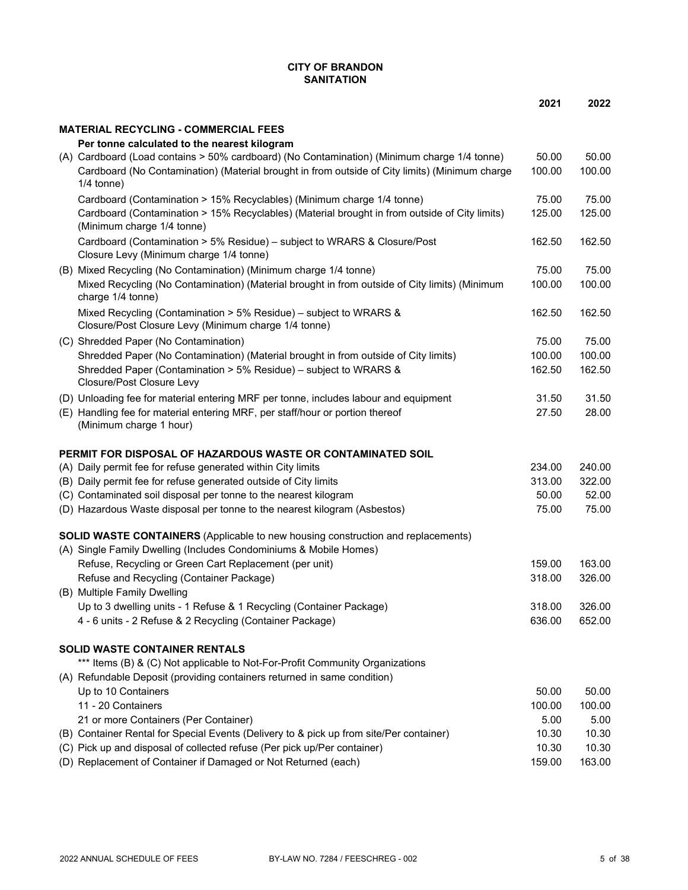**CITY OF BRANDON**
**SANITATION**

| | 2021 | 2022 |
|---|---|---|
| **MATERIAL RECYCLING - COMMERCIAL FEES** | | |
| **Per tonne calculated to the nearest kilogram** | | |
| (A) Cardboard (Load contains > 50% cardboard) (No Contamination) (Minimum charge 1/4 tonne) | 50.00 | 50.00 |
| Cardboard (No Contamination) (Material brought in from outside of City limits) (Minimum charge 1/4 tonne) | 100.00 | 100.00 |
| Cardboard (Contamination > 15% Recyclables) (Minimum charge 1/4 tonne) | 75.00 | 75.00 |
| Cardboard (Contamination > 15% Recyclables) (Material brought in from outside of City limits) (Minimum charge 1/4 tonne) | 125.00 | 125.00 |
| Cardboard (Contamination > 5% Residue) – subject to WRARS & Closure/Post Closure Levy (Minimum charge 1/4 tonne) | 162.50 | 162.50 |
| (B) Mixed Recycling (No Contamination) (Minimum charge 1/4 tonne) | 75.00 | 75.00 |
| Mixed Recycling (No Contamination) (Material brought in from outside of City limits) (Minimum charge 1/4 tonne) | 100.00 | 100.00 |
| Mixed Recycling (Contamination > 5% Residue) – subject to WRARS & Closure/Post Closure Levy (Minimum charge 1/4 tonne) | 162.50 | 162.50 |
| (C) Shredded Paper (No Contamination) | 75.00 | 75.00 |
| Shredded Paper (No Contamination) (Material brought in from outside of City limits) | 100.00 | 100.00 |
| Shredded Paper (Contamination > 5% Residue) – subject to WRARS & Closure/Post Closure Levy | 162.50 | 162.50 |
| (D) Unloading fee for material entering MRF per tonne, includes labour and equipment | 31.50 | 31.50 |
| (E) Handling fee for material entering MRF, per staff/hour or portion thereof (Minimum charge 1 hour) | 27.50 | 28.00 |
| **PERMIT FOR DISPOSAL OF HAZARDOUS WASTE OR CONTAMINATED SOIL** | | |
| (A) Daily permit fee for refuse generated within City limits | 234.00 | 240.00 |
| (B) Daily permit fee for refuse generated outside of City limits | 313.00 | 322.00 |
| (C) Contaminated soil disposal per tonne to the nearest kilogram | 50.00 | 52.00 |
| (D) Hazardous Waste disposal per tonne to the nearest kilogram (Asbestos) | 75.00 | 75.00 |
| **SOLID WASTE CONTAINERS** (Applicable to new housing construction and replacements) | | |
| (A) Single Family Dwelling (Includes Condominiums & Mobile Homes) | | |
| Refuse, Recycling or Green Cart Replacement (per unit) | 159.00 | 163.00 |
| Refuse and Recycling (Container Package) | 318.00 | 326.00 |
| (B) Multiple Family Dwelling | | |
| Up to 3 dwelling units - 1 Refuse & 1 Recycling (Container Package) | 318.00 | 326.00 |
| 4 - 6 units - 2 Refuse & 2 Recycling (Container Package) | 636.00 | 652.00 |
| **SOLID WASTE CONTAINER RENTALS** | | |
| *** Items (B) & (C) Not applicable to Not-For-Profit Community Organizations | | |
| (A) Refundable Deposit (providing containers returned in same condition) | | |
| Up to 10 Containers | 50.00 | 50.00 |
| 11 - 20 Containers | 100.00 | 100.00 |
| 21 or more Containers (Per Container) | 5.00 | 5.00 |
| (B) Container Rental for Special Events (Delivery to & pick up from site/Per container) | 10.30 | 10.30 |
| (C) Pick up and disposal of collected refuse (Per pick up/Per container) | 10.30 | 10.30 |
| (D) Replacement of Container if Damaged or Not Returned (each) | 159.00 | 163.00 |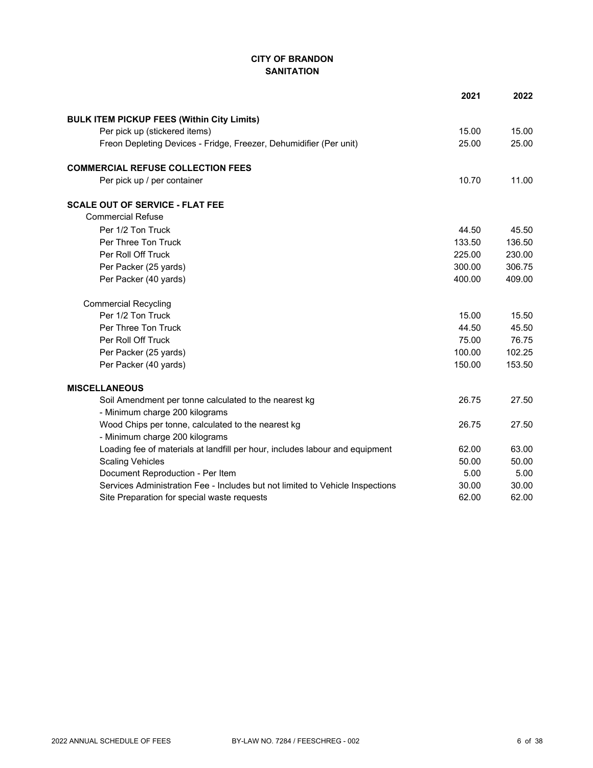# CITY OF BRANDON
## SANITATION

| | 2021 | 2022 |
|---|---|---|
| **BULK ITEM PICKUP FEES (Within City Limits)** | | |
| Per pick up (stickered items) | 15.00 | 15.00 |
| Freon Depleting Devices - Fridge, Freezer, Dehumidifier (Per unit) | 25.00 | 25.00 |
| **COMMERCIAL REFUSE COLLECTION FEES** | | |
| Per pick up / per container | 10.70 | 11.00 |
| **SCALE OUT OF SERVICE - FLAT FEE** | | |
| Commercial Refuse | | |
| Per 1/2 Ton Truck | 44.50 | 45.50 |
| Per Three Ton Truck | 133.50 | 136.50 |
| Per Roll Off Truck | 225.00 | 230.00 |
| Per Packer (25 yards) | 300.00 | 306.75 |
| Per Packer (40 yards) | 400.00 | 409.00 |
| Commercial Recycling | | |
| Per 1/2 Ton Truck | 15.00 | 15.50 |
| Per Three Ton Truck | 44.50 | 45.50 |
| Per Roll Off Truck | 75.00 | 76.75 |
| Per Packer (25 yards) | 100.00 | 102.25 |
| Per Packer (40 yards) | 150.00 | 153.50 |
| **MISCELLANEOUS** | | |
| Soil Amendment per tonne calculated to the nearest kg - Minimum charge 200 kilograms | 26.75 | 27.50 |
| Wood Chips per tonne, calculated to the nearest kg - Minimum charge 200 kilograms | 26.75 | 27.50 |
| Loading fee of materials at landfill per hour, includes labour and equipment | 62.00 | 63.00 |
| Scaling Vehicles | 50.00 | 50.00 |
| Document Reproduction - Per Item | 5.00 | 5.00 |
| Services Administration Fee - Includes but not limited to Vehicle Inspections | 30.00 | 30.00 |
| Site Preparation for special waste requests | 62.00 | 62.00 |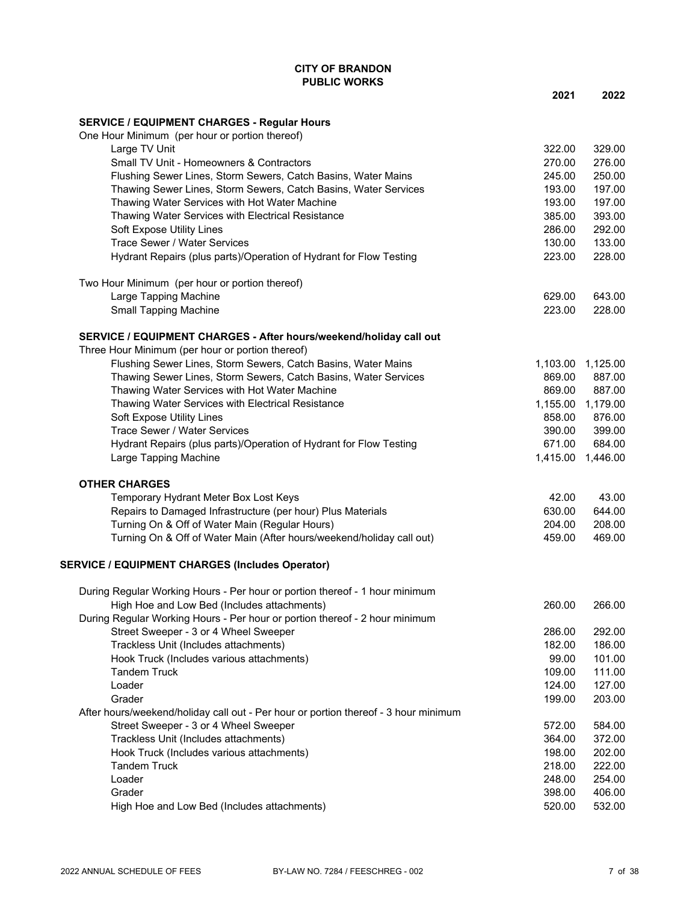**CITY OF BRANDON**
**PUBLIC WORKS**

| | 2021 | 2022 |
|---|---|---|
| **SERVICE / EQUIPMENT CHARGES - Regular Hours** | | |
| One Hour Minimum (per hour or portion thereof) | | |
| Large TV Unit | 322.00 | 329.00 |
| Small TV Unit - Homeowners & Contractors | 270.00 | 276.00 |
| Flushing Sewer Lines, Storm Sewers, Catch Basins, Water Mains | 245.00 | 250.00 |
| Thawing Sewer Lines, Storm Sewers, Catch Basins, Water Services | 193.00 | 197.00 |
| Thawing Water Services with Hot Water Machine | 193.00 | 197.00 |
| Thawing Water Services with Electrical Resistance | 385.00 | 393.00 |
| Soft Expose Utility Lines | 286.00 | 292.00 |
| Trace Sewer / Water Services | 130.00 | 133.00 |
| Hydrant Repairs (plus parts)/Operation of Hydrant for Flow Testing | 223.00 | 228.00 |
| Two Hour Minimum (per hour or portion thereof) | | |
| Large Tapping Machine | 629.00 | 643.00 |
| Small Tapping Machine | 223.00 | 228.00 |
| **SERVICE / EQUIPMENT CHARGES - After hours/weekend/holiday call out** | | |
| Three Hour Minimum (per hour or portion thereof) | | |
| Flushing Sewer Lines, Storm Sewers, Catch Basins, Water Mains | 1,103.00 | 1,125.00 |
| Thawing Sewer Lines, Storm Sewers, Catch Basins, Water Services | 869.00 | 887.00 |
| Thawing Water Services with Hot Water Machine | 869.00 | 887.00 |
| Thawing Water Services with Electrical Resistance | 1,155.00 | 1,179.00 |
| Soft Expose Utility Lines | 858.00 | 876.00 |
| Trace Sewer / Water Services | 390.00 | 399.00 |
| Hydrant Repairs (plus parts)/Operation of Hydrant for Flow Testing | 671.00 | 684.00 |
| Large Tapping Machine | 1,415.00 | 1,446.00 |
| **OTHER CHARGES** | | |
| Temporary Hydrant Meter Box Lost Keys | 42.00 | 43.00 |
| Repairs to Damaged Infrastructure (per hour) Plus Materials | 630.00 | 644.00 |
| Turning On & Off of Water Main (Regular Hours) | 204.00 | 208.00 |
| Turning On & Off of Water Main (After hours/weekend/holiday call out) | 459.00 | 469.00 |
| **SERVICE / EQUIPMENT CHARGES (Includes Operator)** | | |
| During Regular Working Hours - Per hour or portion thereof - 1 hour minimum | | |
| High Hoe and Low Bed (Includes attachments) | 260.00 | 266.00 |
| During Regular Working Hours - Per hour or portion thereof - 2 hour minimum | | |
| Street Sweeper - 3 or 4 Wheel Sweeper | 286.00 | 292.00 |
| Trackless Unit (Includes attachments) | 182.00 | 186.00 |
| Hook Truck (Includes various attachments) | 99.00 | 101.00 |
| Tandem Truck | 109.00 | 111.00 |
| Loader | 124.00 | 127.00 |
| Grader | 199.00 | 203.00 |
| After hours/weekend/holiday call out - Per hour or portion thereof - 3 hour minimum | | |
| Street Sweeper - 3 or 4 Wheel Sweeper | 572.00 | 584.00 |
| Trackless Unit (Includes attachments) | 364.00 | 372.00 |
| Hook Truck (Includes various attachments) | 198.00 | 202.00 |
| Tandem Truck | 218.00 | 222.00 |
| Loader | 248.00 | 254.00 |
| Grader | 398.00 | 406.00 |
| High Hoe and Low Bed (Includes attachments) | 520.00 | 532.00 |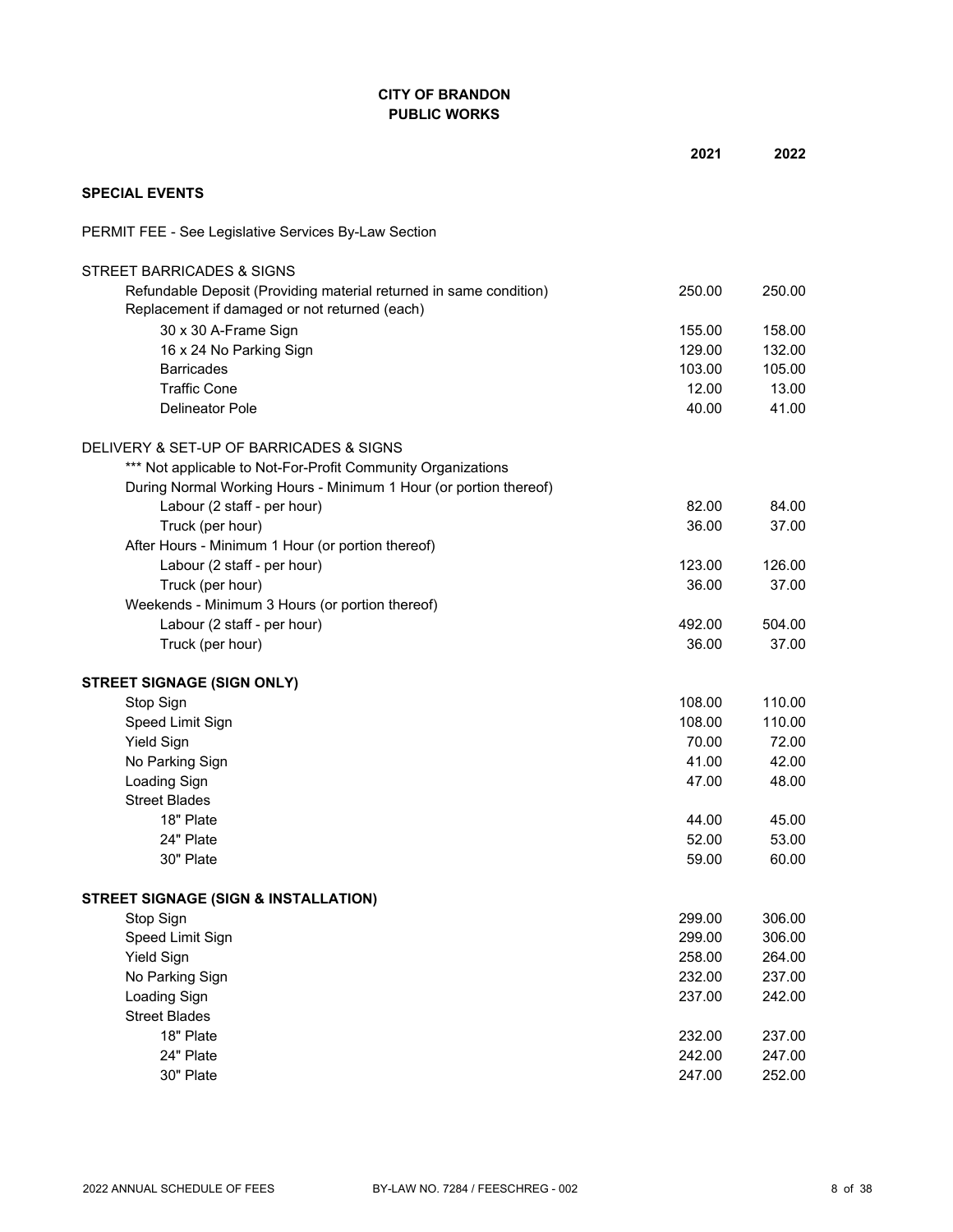**CITY OF BRANDON**
**PUBLIC WORKS**

| | 2021 | 2022 |
|---|---|---|
| **SPECIAL EVENTS** | | |
| PERMIT FEE - See Legislative Services By-Law Section | | |
| STREET BARRICADES & SIGNS | | |
| Refundable Deposit (Providing material returned in same condition) | 250.00 | 250.00 |
| Replacement if damaged or not returned (each) | | |
| 30 x 30 A-Frame Sign | 155.00 | 158.00 |
| 16 x 24 No Parking Sign | 129.00 | 132.00 |
| Barricades | 103.00 | 105.00 |
| Traffic Cone | 12.00 | 13.00 |
| Delineator Pole | 40.00 | 41.00 |
| DELIVERY & SET-UP OF BARRICADES & SIGNS | | |
| *** Not applicable to Not-For-Profit Community Organizations | | |
| During Normal Working Hours - Minimum 1 Hour (or portion thereof) | | |
| Labour (2 staff - per hour) | 82.00 | 84.00 |
| Truck (per hour) | 36.00 | 37.00 |
| After Hours - Minimum 1 Hour (or portion thereof) | | |
| Labour (2 staff - per hour) | 123.00 | 126.00 |
| Truck (per hour) | 36.00 | 37.00 |
| Weekends - Minimum 3 Hours (or portion thereof) | | |
| Labour (2 staff - per hour) | 492.00 | 504.00 |
| Truck (per hour) | 36.00 | 37.00 |
| **STREET SIGNAGE (SIGN ONLY)** | | |
| Stop Sign | 108.00 | 110.00 |
| Speed Limit Sign | 108.00 | 110.00 |
| Yield Sign | 70.00 | 72.00 |
| No Parking Sign | 41.00 | 42.00 |
| Loading Sign | 47.00 | 48.00 |
| Street Blades | | |
| 18" Plate | 44.00 | 45.00 |
| 24" Plate | 52.00 | 53.00 |
| 30" Plate | 59.00 | 60.00 |
| **STREET SIGNAGE (SIGN & INSTALLATION)** | | |
| Stop Sign | 299.00 | 306.00 |
| Speed Limit Sign | 299.00 | 306.00 |
| Yield Sign | 258.00 | 264.00 |
| No Parking Sign | 232.00 | 237.00 |
| Loading Sign | 237.00 | 242.00 |
| Street Blades | | |
| 18" Plate | 232.00 | 237.00 |
| 24" Plate | 242.00 | 247.00 |
| 30" Plate | 247.00 | 252.00 |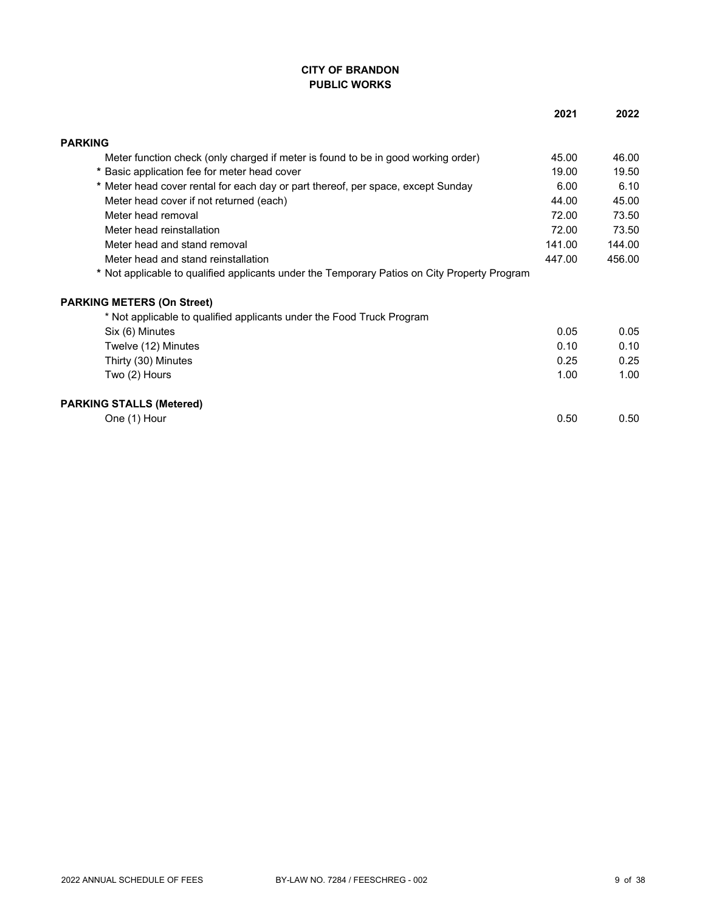**CITY OF BRANDON**
**PUBLIC WORKS**

| | 2021 | 2022 |
|---|---|---|
| **PARKING** | | |
| Meter function check (only charged if meter is found to be in good working order) | 45.00 | 46.00 |
| * Basic application fee for meter head cover | 19.00 | 19.50 |
| * Meter head cover rental for each day or part thereof, per space, except Sunday | 6.00 | 6.10 |
| Meter head cover if not returned (each) | 44.00 | 45.00 |
| Meter head removal | 72.00 | 73.50 |
| Meter head reinstallation | 72.00 | 73.50 |
| Meter head and stand removal | 141.00 | 144.00 |
| Meter head and stand reinstallation | 447.00 | 456.00 |
| * Not applicable to qualified applicants under the Temporary Patios on City Property Program | | |
| **PARKING METERS (On Street)** | | |
| * Not applicable to qualified applicants under the Food Truck Program | | |
| Six (6) Minutes | 0.05 | 0.05 |
| Twelve (12) Minutes | 0.10 | 0.10 |
| Thirty (30) Minutes | 0.25 | 0.25 |
| Two (2) Hours | 1.00 | 1.00 |
| **PARKING STALLS (Metered)** | | |
| One (1) Hour | 0.50 | 0.50 |

2022 ANNUAL SCHEDULE OF FEES BY-LAW NO. 7284 / FEESCHREG - 002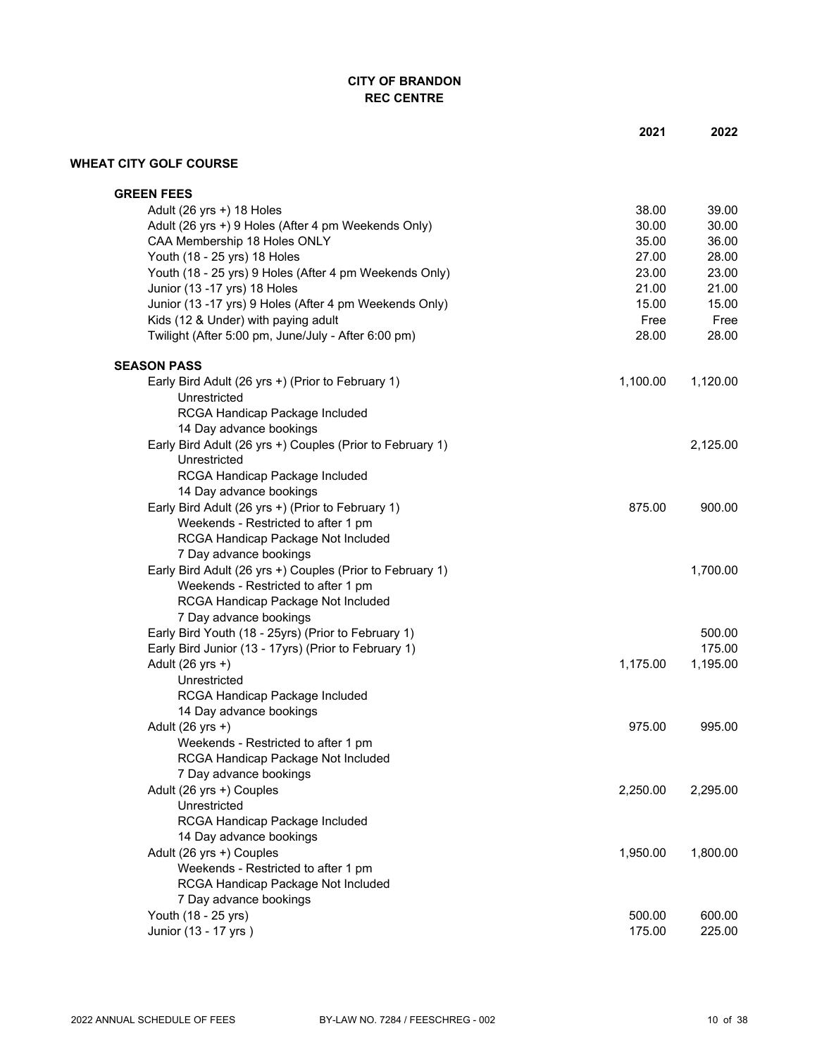# CITY OF BRANDON
## REC CENTRE

| | 2021 | 2022 |
|---|---|---|
| **WHEAT CITY GOLF COURSE** | | |
| **GREEN FEES** | | |
| Adult (26 yrs +) 18 Holes | 38.00 | 39.00 |
| Adult (26 yrs +) 9 Holes (After 4 pm Weekends Only) | 30.00 | 30.00 |
| CAA Membership 18 Holes ONLY | 35.00 | 36.00 |
| Youth (18 - 25 yrs) 18 Holes | 27.00 | 28.00 |
| Youth (18 - 25 yrs) 9 Holes (After 4 pm Weekends Only) | 23.00 | 23.00 |
| Junior (13 -17 yrs) 18 Holes | 21.00 | 21.00 |
| Junior (13 -17 yrs) 9 Holes (After 4 pm Weekends Only) | 15.00 | 15.00 |
| Kids (12 & Under) with paying adult | Free | Free |
| Twilight (After 5:00 pm, June/July - After 6:00 pm) | 28.00 | 28.00 |
| **SEASON PASS** | | |
| Early Bird Adult (26 yrs +) (Prior to February 1) | 1,100.00 | 1,120.00 |
| Unrestricted | | |
| RCGA Handicap Package Included | | |
| 14 Day advance bookings | | |
| Early Bird Adult (26 yrs +) Couples (Prior to February 1) | | 2,125.00 |
| Unrestricted | | |
| RCGA Handicap Package Included | | |
| 14 Day advance bookings | | |
| Early Bird Adult (26 yrs +) (Prior to February 1) | 875.00 | 900.00 |
| Weekends - Restricted to after 1 pm | | |
| RCGA Handicap Package Not Included | | |
| 7 Day advance bookings | | |
| Early Bird Adult (26 yrs +) Couples (Prior to February 1) | | 1,700.00 |
| Weekends - Restricted to after 1 pm | | |
| RCGA Handicap Package Not Included | | |
| 7 Day advance bookings | | |
| Early Bird Youth (18 - 25yrs) (Prior to February 1) | | 500.00 |
| Early Bird Junior (13 - 17yrs) (Prior to February 1) | | 175.00 |
| Adult (26 yrs +) | 1,175.00 | 1,195.00 |
| Unrestricted | | |
| RCGA Handicap Package Included | | |
| 14 Day advance bookings | | |
| Adult (26 yrs +) | 975.00 | 995.00 |
| Weekends - Restricted to after 1 pm | | |
| RCGA Handicap Package Not Included | | |
| 7 Day advance bookings | | |
| Adult (26 yrs +) Couples | 2,250.00 | 2,295.00 |
| Unrestricted | | |
| RCGA Handicap Package Included | | |
| 14 Day advance bookings | | |
| Adult (26 yrs +) Couples | 1,950.00 | 1,800.00 |
| Weekends - Restricted to after 1 pm | | |
| RCGA Handicap Package Not Included | | |
| 7 Day advance bookings | | |
| Youth (18 - 25 yrs) | 500.00 | 600.00 |
| Junior (13 - 17 yrs ) | 175.00 | 225.00 |

2022 ANNUAL SCHEDULE OF FEES BY-LAW NO. 7284 / FEESCHREG - 002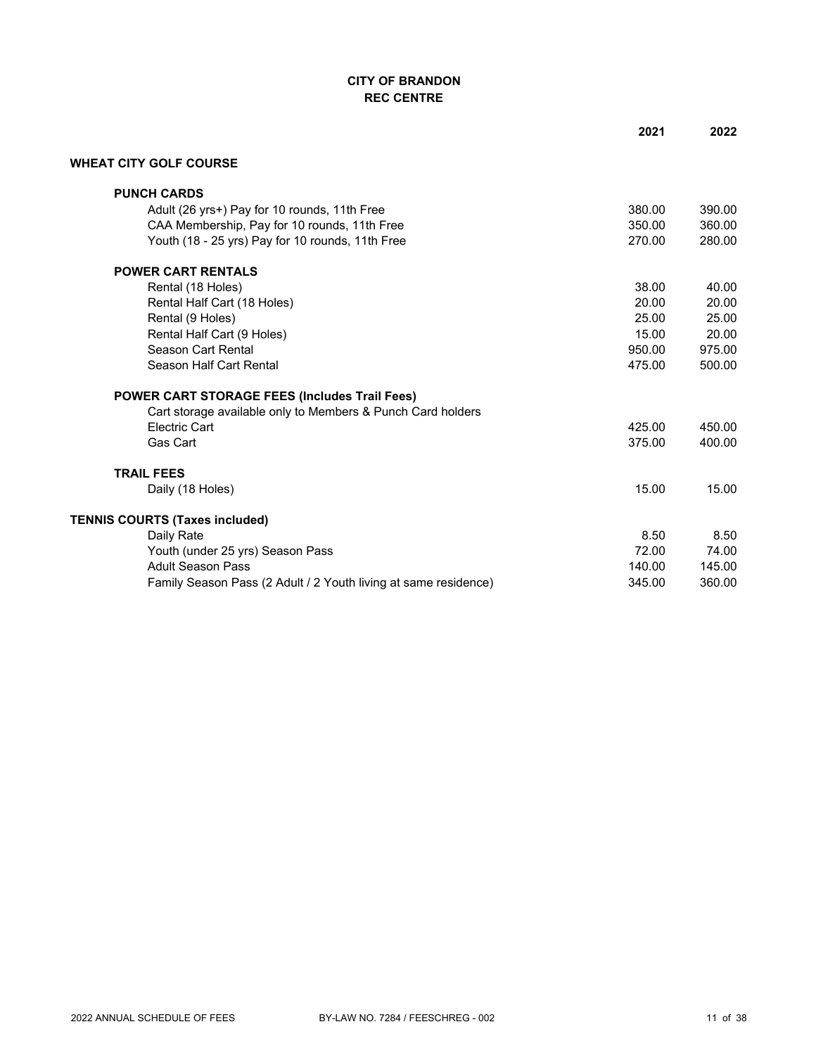**CITY OF BRANDON**
**REC CENTRE**

| | 2021 | 2022 |
|---|---|---|
| **WHEAT CITY GOLF COURSE** | | |
| **PUNCH CARDS** | | |
| Adult (26 yrs+) Pay for 10 rounds, 11th Free | 380.00 | 390.00 |
| CAA Membership, Pay for 10 rounds, 11th Free | 350.00 | 360.00 |
| Youth (18 - 25 yrs) Pay for 10 rounds, 11th Free | 270.00 | 280.00 |
| **POWER CART RENTALS** | | |
| Rental (18 Holes) | 38.00 | 40.00 |
| Rental Half Cart (18 Holes) | 20.00 | 20.00 |
| Rental (9 Holes) | 25.00 | 25.00 |
| Rental Half Cart (9 Holes) | 15.00 | 20.00 |
| Season Cart Rental | 950.00 | 975.00 |
| Season Half Cart Rental | 475.00 | 500.00 |
| **POWER CART STORAGE FEES (Includes Trail Fees)** | | |
| Cart storage available only to Members & Punch Card holders | | |
| Electric Cart | 425.00 | 450.00 |
| Gas Cart | 375.00 | 400.00 |
| **TRAIL FEES** | | |
| Daily (18 Holes) | 15.00 | 15.00 |
| **TENNIS COURTS (Taxes included)** | | |
| Daily Rate | 8.50 | 8.50 |
| Youth (under 25 yrs) Season Pass | 72.00 | 74.00 |
| Adult Season Pass | 140.00 | 145.00 |
| Family Season Pass (2 Adult / 2 Youth living at same residence) | 345.00 | 360.00 |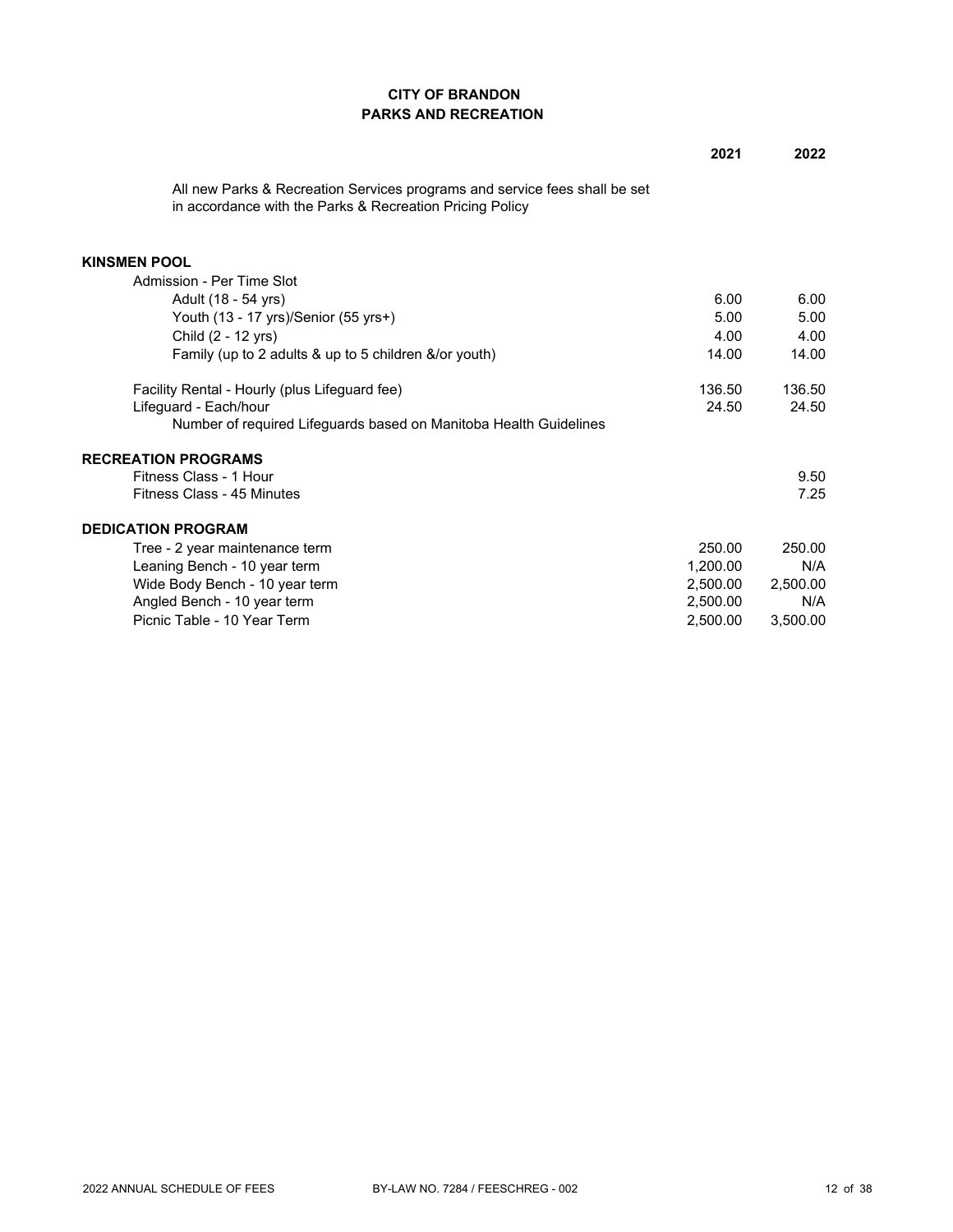# CITY OF BRANDON
## PARKS AND RECREATION

| | 2021 | 2022 |
|---|---|---|
| All new Parks & Recreation Services programs and service fees shall be set in accordance with the Parks & Recreation Pricing Policy | | |
| **KINSMEN POOL** | | |
| Admission - Per Time Slot | | |
| Adult (18 - 54 yrs) | 6.00 | 6.00 |
| Youth (13 - 17 yrs)/Senior (55 yrs+) | 5.00 | 5.00 |
| Child (2 - 12 yrs) | 4.00 | 4.00 |
| Family (up to 2 adults & up to 5 children &/or youth) | 14.00 | 14.00 |
| Facility Rental - Hourly (plus Lifeguard fee) | 136.50 | 136.50 |
| Lifeguard - Each/hour | 24.50 | 24.50 |
| Number of required Lifeguards based on Manitoba Health Guidelines | | |
| **RECREATION PROGRAMS** | | |
| Fitness Class - 1 Hour | | 9.50 |
| Fitness Class - 45 Minutes | | 7.25 |
| **DEDICATION PROGRAM** | | |
| Tree - 2 year maintenance term | 250.00 | 250.00 |
| Leaning Bench - 10 year term | 1,200.00 | N/A |
| Wide Body Bench - 10 year term | 2,500.00 | 2,500.00 |
| Angled Bench - 10 year term | 2,500.00 | N/A |
| Picnic Table - 10 Year Term | 2,500.00 | 3,500.00 |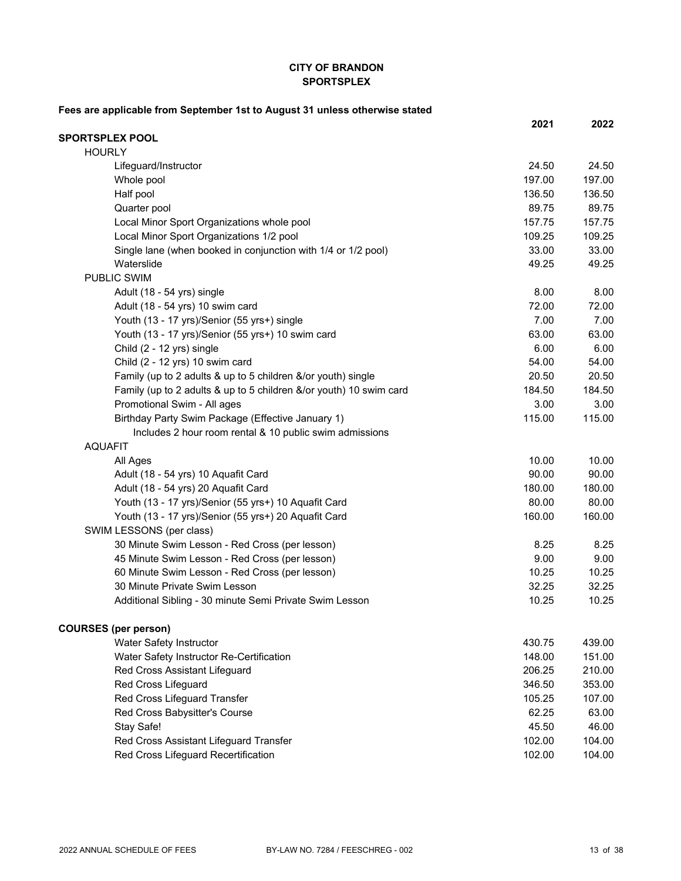# CITY OF BRANDON
## SPORTSPLEX

**Fees are applicable from September 1st to August 31 unless otherwise stated**

| | 2021 | 2022 |
|---|---|---|
| **SPORTSPLEX POOL** | | |
| HOURLY | | |
| Lifeguard/Instructor | 24.50 | 24.50 |
| Whole pool | 197.00 | 197.00 |
| Half pool | 136.50 | 136.50 |
| Quarter pool | 89.75 | 89.75 |
| Local Minor Sport Organizations whole pool | 157.75 | 157.75 |
| Local Minor Sport Organizations 1/2 pool | 109.25 | 109.25 |
| Single lane (when booked in conjunction with 1/4 or 1/2 pool) | 33.00 | 33.00 |
| Waterslide | 49.25 | 49.25 |
| PUBLIC SWIM | | |
| Adult (18 - 54 yrs) single | 8.00 | 8.00 |
| Adult (18 - 54 yrs) 10 swim card | 72.00 | 72.00 |
| Youth (13 - 17 yrs)/Senior (55 yrs+) single | 7.00 | 7.00 |
| Youth (13 - 17 yrs)/Senior (55 yrs+) 10 swim card | 63.00 | 63.00 |
| Child (2 - 12 yrs) single | 6.00 | 6.00 |
| Child (2 - 12 yrs) 10 swim card | 54.00 | 54.00 |
| Family (up to 2 adults & up to 5 children &/or youth) single | 20.50 | 20.50 |
| Family (up to 2 adults & up to 5 children &/or youth) 10 swim card | 184.50 | 184.50 |
| Promotional Swim - All ages | 3.00 | 3.00 |
| Birthday Party Swim Package (Effective January 1) | 115.00 | 115.00 |
| Includes 2 hour room rental & 10 public swim admissions | | |
| AQUAFIT | | |
| All Ages | 10.00 | 10.00 |
| Adult (18 - 54 yrs) 10 Aquafit Card | 90.00 | 90.00 |
| Adult (18 - 54 yrs) 20 Aquafit Card | 180.00 | 180.00 |
| Youth (13 - 17 yrs)/Senior (55 yrs+) 10 Aquafit Card | 80.00 | 80.00 |
| Youth (13 - 17 yrs)/Senior (55 yrs+) 20 Aquafit Card | 160.00 | 160.00 |
| SWIM LESSONS (per class) | | |
| 30 Minute Swim Lesson - Red Cross (per lesson) | 8.25 | 8.25 |
| 45 Minute Swim Lesson - Red Cross (per lesson) | 9.00 | 9.00 |
| 60 Minute Swim Lesson - Red Cross (per lesson) | 10.25 | 10.25 |
| 30 Minute Private Swim Lesson | 32.25 | 32.25 |
| Additional Sibling - 30 minute Semi Private Swim Lesson | 10.25 | 10.25 |
| **COURSES (per person)** | | |
| Water Safety Instructor | 430.75 | 439.00 |
| Water Safety Instructor Re-Certification | 148.00 | 151.00 |
| Red Cross Assistant Lifeguard | 206.25 | 210.00 |
| Red Cross Lifeguard | 346.50 | 353.00 |
| Red Cross Lifeguard Transfer | 105.25 | 107.00 |
| Red Cross Babysitter's Course | 62.25 | 63.00 |
| Stay Safe! | 45.50 | 46.00 |
| Red Cross Assistant Lifeguard Transfer | 102.00 | 104.00 |
| Red Cross Lifeguard Recertification | 102.00 | 104.00 |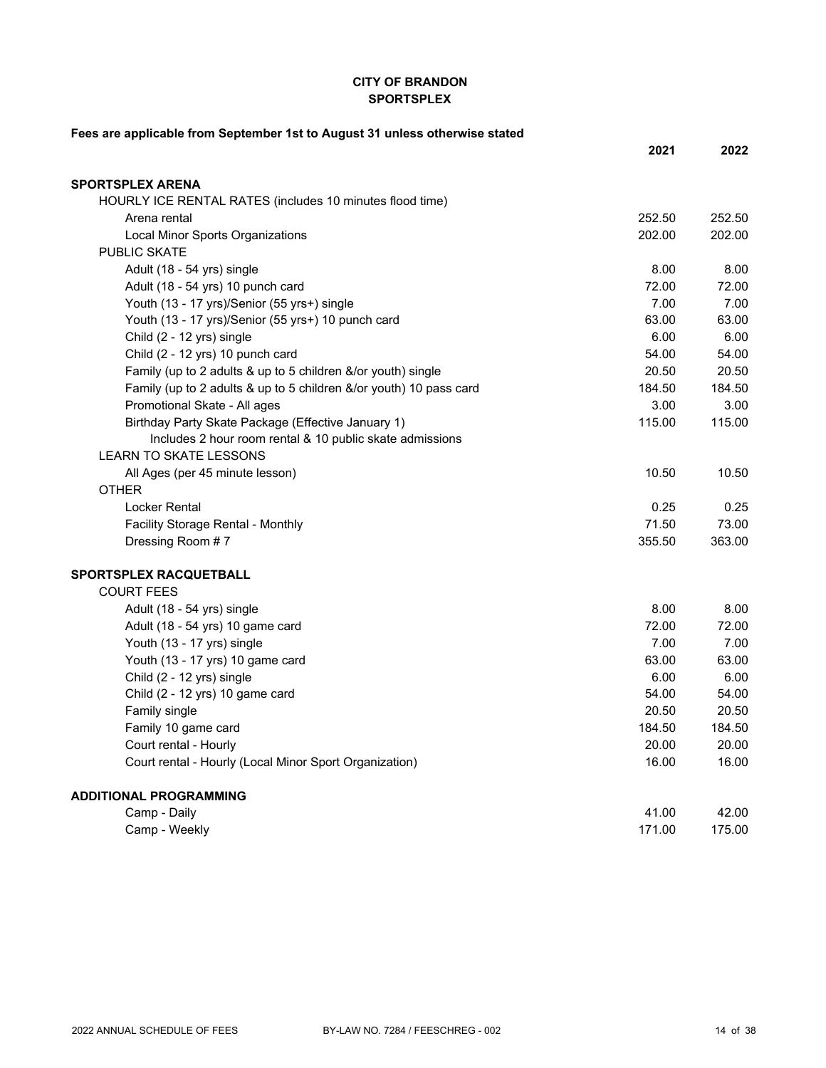# CITY OF BRANDON
## SPORTSPLEX

**Fees are applicable from September 1st to August 31 unless otherwise stated**

| | 2021 | 2022 |
|---|---|---|
| **SPORTSPLEX ARENA** | | |
| HOURLY ICE RENTAL RATES (includes 10 minutes flood time) | | |
| Arena rental | 252.50 | 252.50 |
| Local Minor Sports Organizations | 202.00 | 202.00 |
| PUBLIC SKATE | | |
| Adult (18 - 54 yrs) single | 8.00 | 8.00 |
| Adult (18 - 54 yrs) 10 punch card | 72.00 | 72.00 |
| Youth (13 - 17 yrs)/Senior (55 yrs+) single | 7.00 | 7.00 |
| Youth (13 - 17 yrs)/Senior (55 yrs+) 10 punch card | 63.00 | 63.00 |
| Child (2 - 12 yrs) single | 6.00 | 6.00 |
| Child (2 - 12 yrs) 10 punch card | 54.00 | 54.00 |
| Family (up to 2 adults & up to 5 children &/or youth) single | 20.50 | 20.50 |
| Family (up to 2 adults & up to 5 children &/or youth) 10 pass card | 184.50 | 184.50 |
| Promotional Skate - All ages | 3.00 | 3.00 |
| Birthday Party Skate Package (Effective January 1) | 115.00 | 115.00 |
| Includes 2 hour room rental & 10 public skate admissions | | |
| LEARN TO SKATE LESSONS | | |
| All Ages (per 45 minute lesson) | 10.50 | 10.50 |
| OTHER | | |
| Locker Rental | 0.25 | 0.25 |
| Facility Storage Rental - Monthly | 71.50 | 73.00 |
| Dressing Room # 7 | 355.50 | 363.00 |
| **SPORTSPLEX RACQUETBALL** | | |
| COURT FEES | | |
| Adult (18 - 54 yrs) single | 8.00 | 8.00 |
| Adult (18 - 54 yrs) 10 game card | 72.00 | 72.00 |
| Youth (13 - 17 yrs) single | 7.00 | 7.00 |
| Youth (13 - 17 yrs) 10 game card | 63.00 | 63.00 |
| Child (2 - 12 yrs) single | 6.00 | 6.00 |
| Child (2 - 12 yrs) 10 game card | 54.00 | 54.00 |
| Family single | 20.50 | 20.50 |
| Family 10 game card | 184.50 | 184.50 |
| Court rental - Hourly | 20.00 | 20.00 |
| Court rental - Hourly (Local Minor Sport Organization) | 16.00 | 16.00 |
| **ADDITIONAL PROGRAMMING** | | |
| Camp - Daily | 41.00 | 42.00 |
| Camp - Weekly | 171.00 | 175.00 |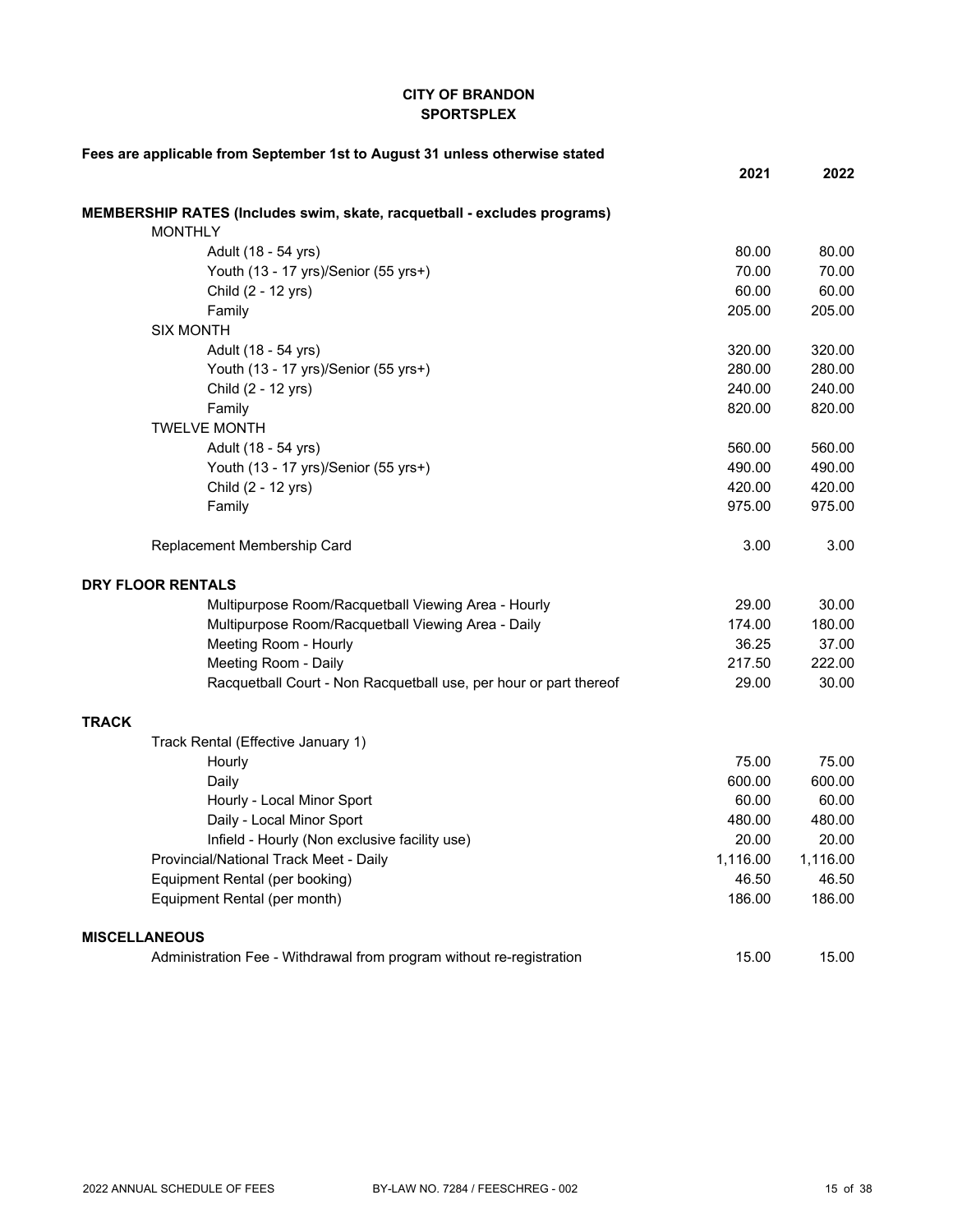# CITY OF BRANDON
## SPORTSPLEX

**Fees are applicable from September 1st to August 31 unless otherwise stated**

| | 2021 | 2022 |
|---|---|---|
| **MEMBERSHIP RATES (Includes swim, skate, racquetball - excludes programs)** | | |
| MONTHLY | | |
| Adult (18 - 54 yrs) | 80.00 | 80.00 |
| Youth (13 - 17 yrs)/Senior (55 yrs+) | 70.00 | 70.00 |
| Child (2 - 12 yrs) | 60.00 | 60.00 |
| Family | 205.00 | 205.00 |
| SIX MONTH | | |
| Adult (18 - 54 yrs) | 320.00 | 320.00 |
| Youth (13 - 17 yrs)/Senior (55 yrs+) | 280.00 | 280.00 |
| Child (2 - 12 yrs) | 240.00 | 240.00 |
| Family | 820.00 | 820.00 |
| TWELVE MONTH | | |
| Adult (18 - 54 yrs) | 560.00 | 560.00 |
| Youth (13 - 17 yrs)/Senior (55 yrs+) | 490.00 | 490.00 |
| Child (2 - 12 yrs) | 420.00 | 420.00 |
| Family | 975.00 | 975.00 |
| Replacement Membership Card | 3.00 | 3.00 |
| **DRY FLOOR RENTALS** | | |
| Multipurpose Room/Racquetball Viewing Area - Hourly | 29.00 | 30.00 |
| Multipurpose Room/Racquetball Viewing Area - Daily | 174.00 | 180.00 |
| Meeting Room - Hourly | 36.25 | 37.00 |
| Meeting Room - Daily | 217.50 | 222.00 |
| Racquetball Court - Non Racquetball use, per hour or part thereof | 29.00 | 30.00 |
| **TRACK** | | |
| Track Rental (Effective January 1) | | |
| Hourly | 75.00 | 75.00 |
| Daily | 600.00 | 600.00 |
| Hourly - Local Minor Sport | 60.00 | 60.00 |
| Daily - Local Minor Sport | 480.00 | 480.00 |
| Infield - Hourly (Non exclusive facility use) | 20.00 | 20.00 |
| Provincial/National Track Meet - Daily | 1,116.00 | 1,116.00 |
| Equipment Rental (per booking) | 46.50 | 46.50 |
| Equipment Rental (per month) | 186.00 | 186.00 |
| **MISCELLANEOUS** | | |
| Administration Fee - Withdrawal from program without re-registration | 15.00 | 15.00 |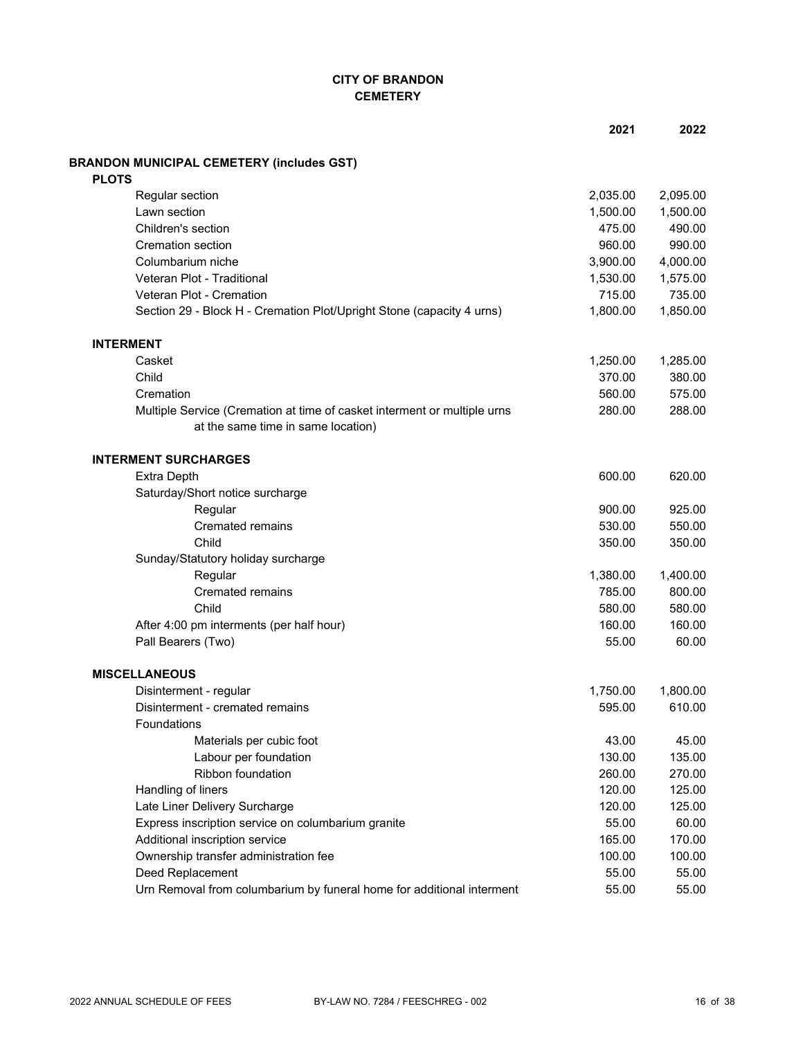# CITY OF BRANDON
## CEMETERY

| | 2021 | 2022 |
|---|---|---|
| **BRANDON MUNICIPAL CEMETERY (includes GST)** | | |
| **PLOTS** | | |
| Regular section | 2,035.00 | 2,095.00 |
| Lawn section | 1,500.00 | 1,500.00 |
| Children's section | 475.00 | 490.00 |
| Cremation section | 960.00 | 990.00 |
| Columbarium niche | 3,900.00 | 4,000.00 |
| Veteran Plot - Traditional | 1,530.00 | 1,575.00 |
| Veteran Plot - Cremation | 715.00 | 735.00 |
| Section 29 - Block H - Cremation Plot/Upright Stone (capacity 4 urns) | 1,800.00 | 1,850.00 |
| **INTERMENT** | | |
| Casket | 1,250.00 | 1,285.00 |
| Child | 370.00 | 380.00 |
| Cremation | 560.00 | 575.00 |
| Multiple Service (Cremation at time of casket interment or multiple urns at the same time in same location) | 280.00 | 288.00 |
| **INTERMENT SURCHARGES** | | |
| Extra Depth | 600.00 | 620.00 |
| Saturday/Short notice surcharge | | |
| Regular | 900.00 | 925.00 |
| Cremated remains | 530.00 | 550.00 |
| Child | 350.00 | 350.00 |
| Sunday/Statutory holiday surcharge | | |
| Regular | 1,380.00 | 1,400.00 |
| Cremated remains | 785.00 | 800.00 |
| Child | 580.00 | 580.00 |
| After 4:00 pm interments (per half hour) | 160.00 | 160.00 |
| Pall Bearers (Two) | 55.00 | 60.00 |
| **MISCELLANEOUS** | | |
| Disinterment - regular | 1,750.00 | 1,800.00 |
| Disinterment - cremated remains | 595.00 | 610.00 |
| Foundations | | |
| Materials per cubic foot | 43.00 | 45.00 |
| Labour per foundation | 130.00 | 135.00 |
| Ribbon foundation | 260.00 | 270.00 |
| Handling of liners | 120.00 | 125.00 |
| Late Liner Delivery Surcharge | 120.00 | 125.00 |
| Express inscription service on columbarium granite | 55.00 | 60.00 |
| Additional inscription service | 165.00 | 170.00 |
| Ownership transfer administration fee | 100.00 | 100.00 |
| Deed Replacement | 55.00 | 55.00 |
| Urn Removal from columbarium by funeral home for additional interment | 55.00 | 55.00 |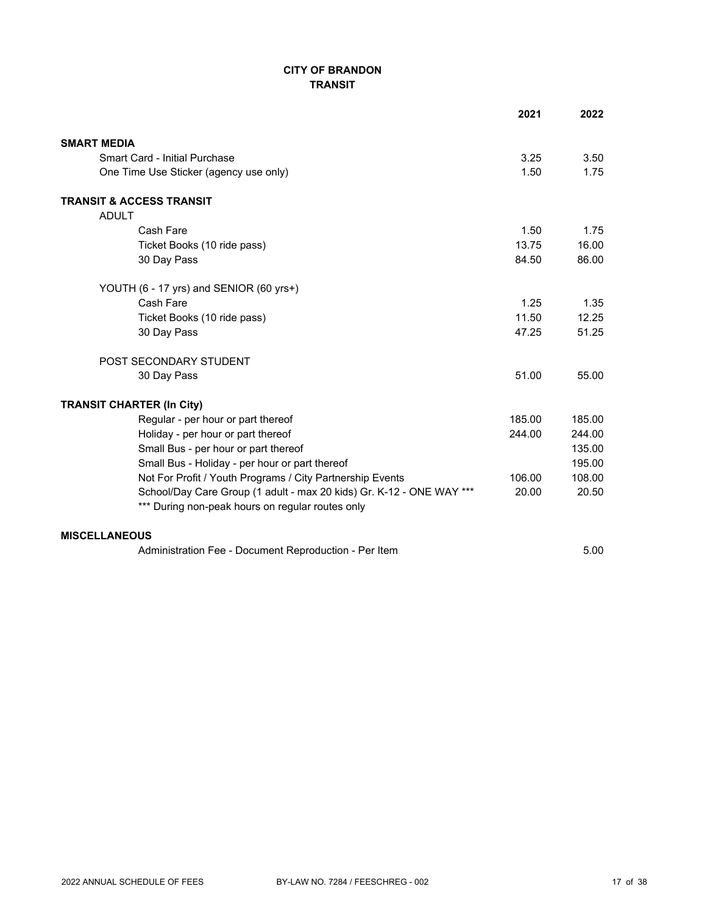**CITY OF BRANDON**
**TRANSIT**

| | 2021 | 2022 |
|---|---|---|
| **SMART MEDIA** | | |
| Smart Card - Initial Purchase | 3.25 | 3.50 |
| One Time Use Sticker (agency use only) | 1.50 | 1.75 |
| **TRANSIT & ACCESS TRANSIT** | | |
| ADULT | | |
| Cash Fare | 1.50 | 1.75 |
| Ticket Books (10 ride pass) | 13.75 | 16.00 |
| 30 Day Pass | 84.50 | 86.00 |
| YOUTH (6 - 17 yrs) and SENIOR (60 yrs+) | | |
| Cash Fare | 1.25 | 1.35 |
| Ticket Books (10 ride pass) | 11.50 | 12.25 |
| 30 Day Pass | 47.25 | 51.25 |
| POST SECONDARY STUDENT | | |
| 30 Day Pass | 51.00 | 55.00 |
| **TRANSIT CHARTER (In City)** | | |
| Regular - per hour or part thereof | 185.00 | 185.00 |
| Holiday - per hour or part thereof | 244.00 | 244.00 |
| Small Bus - per hour or part thereof | | 135.00 |
| Small Bus - Holiday - per hour or part thereof | | 195.00 |
| Not For Profit / Youth Programs / City Partnership Events | 106.00 | 108.00 |
| School/Day Care Group (1 adult - max 20 kids) Gr. K-12 - ONE WAY *** | 20.00 | 20.50 |
| *** During non-peak hours on regular routes only | | |
| **MISCELLANEOUS** | | |
| Administration Fee - Document Reproduction - Per Item | | 5.00 |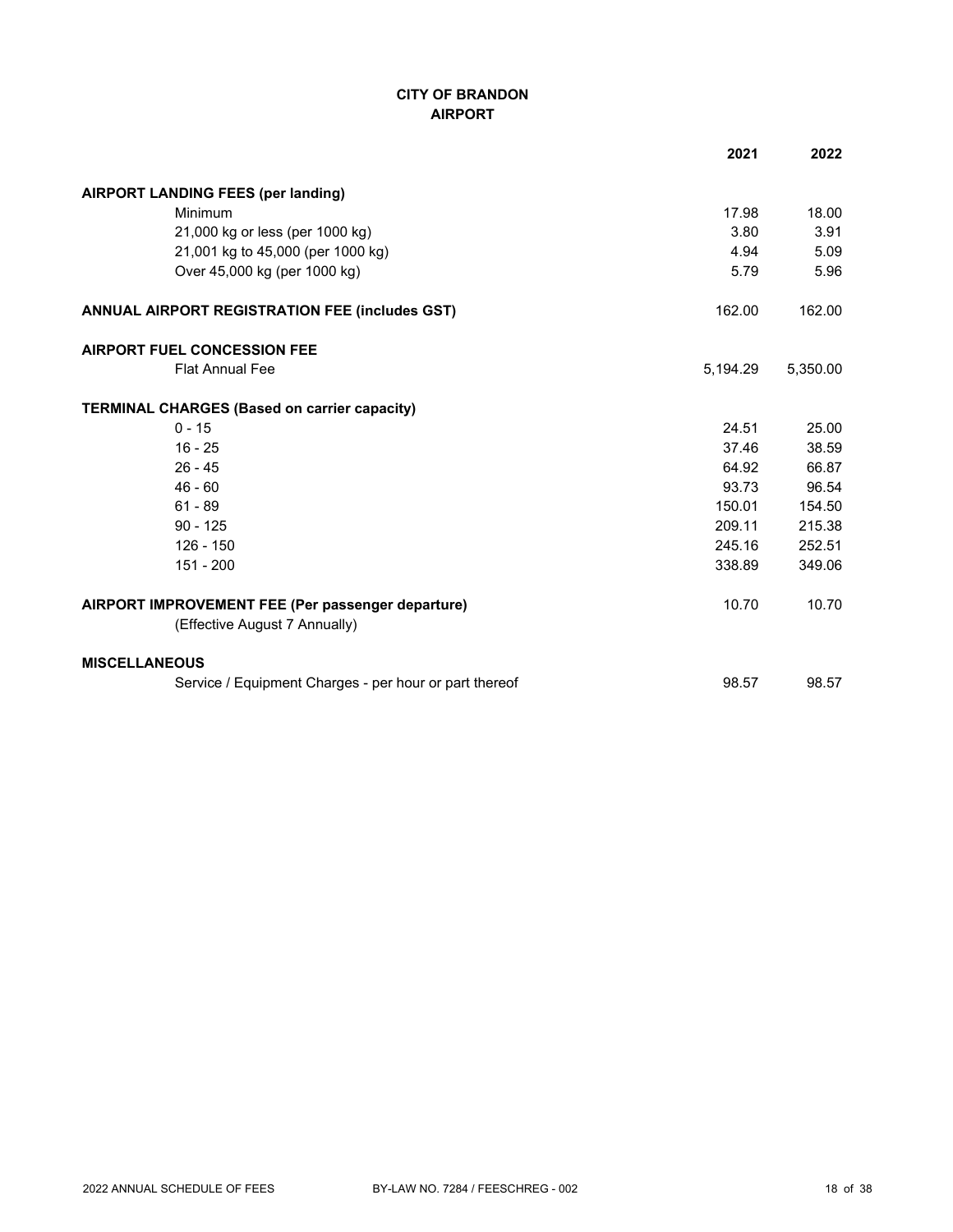# CITY OF BRANDON
## AIRPORT

| | 2021 | 2022 |
|---|---|---|
| **AIRPORT LANDING FEES (per landing)** | | |
| Minimum | 17.98 | 18.00 |
| 21,000 kg or less (per 1000 kg) | 3.80 | 3.91 |
| 21,001 kg to 45,000 (per 1000 kg) | 4.94 | 5.09 |
| Over 45,000 kg (per 1000 kg) | 5.79 | 5.96 |
| **ANNUAL AIRPORT REGISTRATION FEE (includes GST)** | 162.00 | 162.00 |
| **AIRPORT FUEL CONCESSION FEE** | | |
| Flat Annual Fee | 5,194.29 | 5,350.00 |
| **TERMINAL CHARGES (Based on carrier capacity)** | | |
| 0 - 15 | 24.51 | 25.00 |
| 16 - 25 | 37.46 | 38.59 |
| 26 - 45 | 64.92 | 66.87 |
| 46 - 60 | 93.73 | 96.54 |
| 61 - 89 | 150.01 | 154.50 |
| 90 - 125 | 209.11 | 215.38 |
| 126 - 150 | 245.16 | 252.51 |
| 151 - 200 | 338.89 | 349.06 |
| **AIRPORT IMPROVEMENT FEE (Per passenger departure)** (Effective August 7 Annually) | 10.70 | 10.70 |
| **MISCELLANEOUS** | | |
| Service / Equipment Charges - per hour or part thereof | 98.57 | 98.57 |

2022 ANNUAL SCHEDULE OF FEES BY-LAW NO. 7284 / FEESCHREG - 002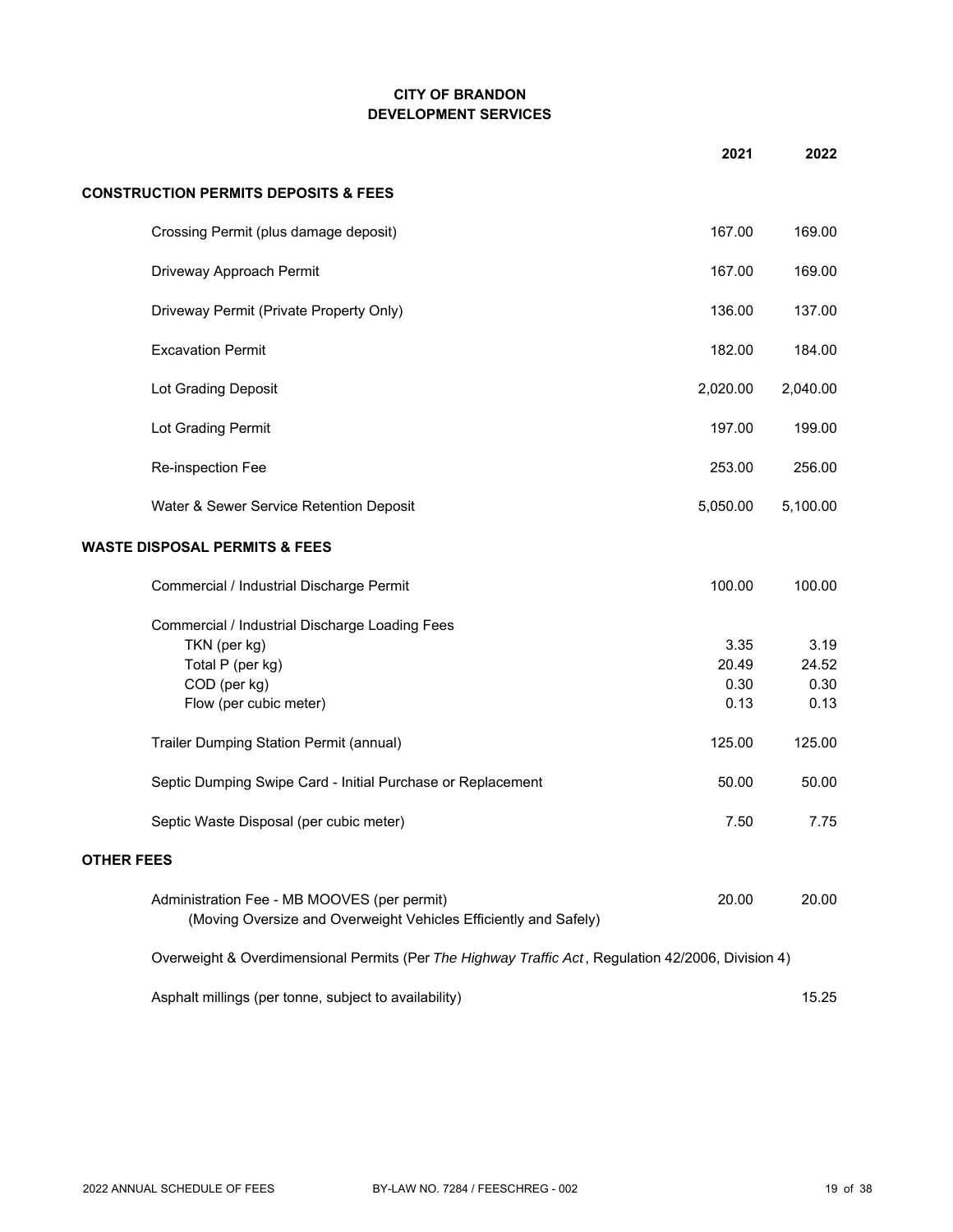# CITY OF BRANDON
## DEVELOPMENT SERVICES

| | 2021 | 2022 |
|---|---|---|
| **CONSTRUCTION PERMITS DEPOSITS & FEES** | | |
| Crossing Permit (plus damage deposit) | 167.00 | 169.00 |
| Driveway Approach Permit | 167.00 | 169.00 |
| Driveway Permit (Private Property Only) | 136.00 | 137.00 |
| Excavation Permit | 182.00 | 184.00 |
| Lot Grading Deposit | 2,020.00 | 2,040.00 |
| Lot Grading Permit | 197.00 | 199.00 |
| Re-inspection Fee | 253.00 | 256.00 |
| Water & Sewer Service Retention Deposit | 5,050.00 | 5,100.00 |
| **WASTE DISPOSAL PERMITS & FEES** | | |
| Commercial / Industrial Discharge Permit | 100.00 | 100.00 |
| Commercial / Industrial Discharge Loading Fees | | |
| TKN (per kg) | 3.35 | 3.19 |
| Total P (per kg) | 20.49 | 24.52 |
| COD (per kg) | 0.30 | 0.30 |
| Flow (per cubic meter) | 0.13 | 0.13 |
| Trailer Dumping Station Permit (annual) | 125.00 | 125.00 |
| Septic Dumping Swipe Card - Initial Purchase or Replacement | 50.00 | 50.00 |
| Septic Waste Disposal (per cubic meter) | 7.50 | 7.75 |
| **OTHER FEES** | | |
| Administration Fee - MB MOOVES (per permit) (Moving Oversize and Overweight Vehicles Efficiently and Safely) | 20.00 | 20.00 |
| Overweight & Overdimensional Permits (Per *The Highway Traffic Act*, Regulation 42/2006, Division 4) | | |
| Asphalt millings (per tonne, subject to availability) | | 15.25 |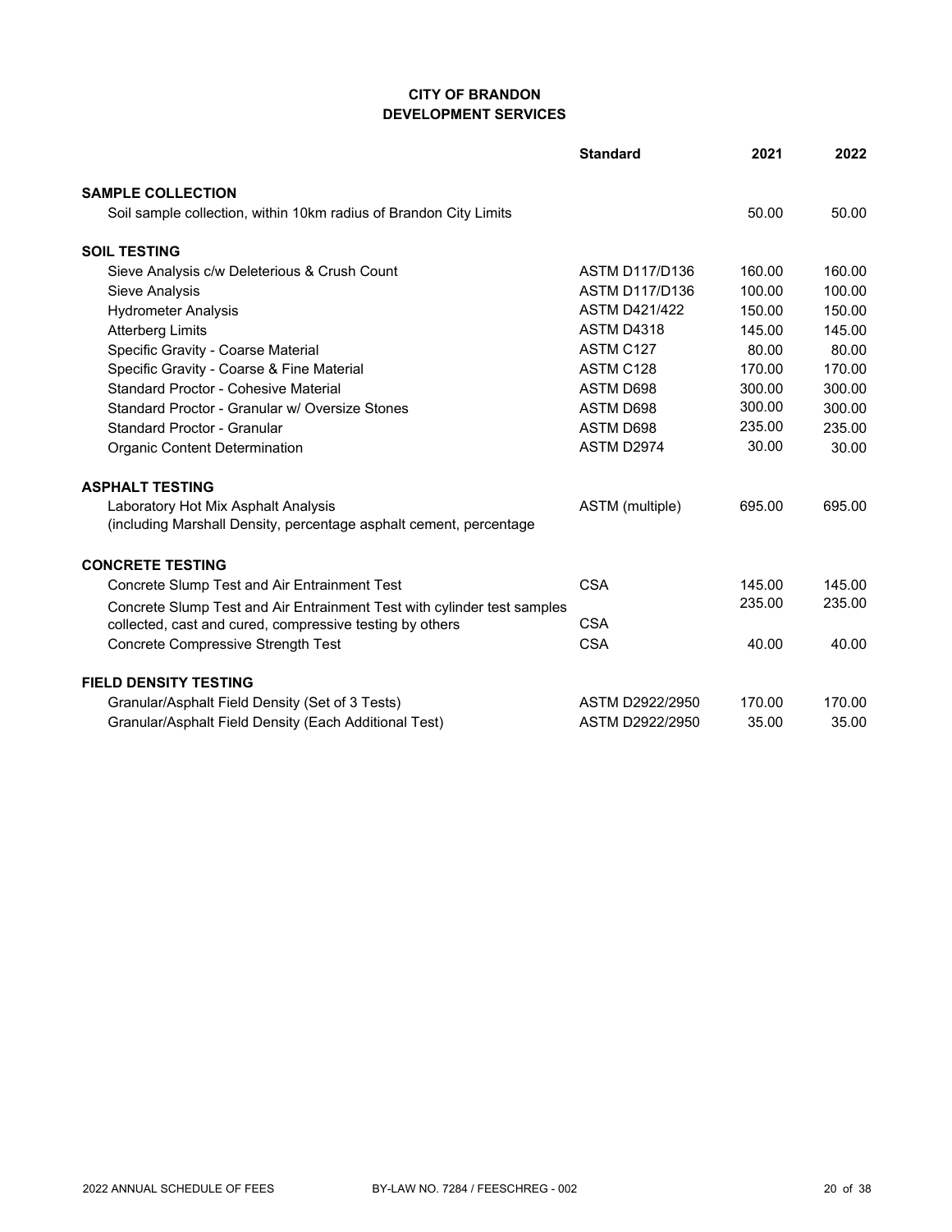**CITY OF BRANDON**
**DEVELOPMENT SERVICES**

| | Standard | 2021 | 2022 |
|---|---|---|---|
| **SAMPLE COLLECTION** | | | |
| Soil sample collection, within 10km radius of Brandon City Limits | | 50.00 | 50.00 |
| **SOIL TESTING** | | | |
| Sieve Analysis c/w Deleterious & Crush Count | ASTM D117/D136 | 160.00 | 160.00 |
| Sieve Analysis | ASTM D117/D136 | 100.00 | 100.00 |
| Hydrometer Analysis | ASTM D421/422 | 150.00 | 150.00 |
| Atterberg Limits | ASTM D4318 | 145.00 | 145.00 |
| Specific Gravity - Coarse Material | ASTM C127 | 80.00 | 80.00 |
| Specific Gravity - Coarse & Fine Material | ASTM C128 | 170.00 | 170.00 |
| Standard Proctor - Cohesive Material | ASTM D698 | 300.00 | 300.00 |
| Standard Proctor - Granular w/ Oversize Stones | ASTM D698 | 300.00 | 300.00 |
| Standard Proctor - Granular | ASTM D698 | 235.00 | 235.00 |
| Organic Content Determination | ASTM D2974 | 30.00 | 30.00 |
| **ASPHALT TESTING** | | | |
| Laboratory Hot Mix Asphalt Analysis (including Marshall Density, percentage asphalt cement, percentage | ASTM (multiple) | 695.00 | 695.00 |
| **CONCRETE TESTING** | | | |
| Concrete Slump Test and Air Entrainment Test | CSA | 145.00 | 145.00 |
| Concrete Slump Test and Air Entrainment Test with cylinder test samples collected, cast and cured, compressive testing by others | CSA | 235.00 | 235.00 |
| Concrete Compressive Strength Test | CSA | 40.00 | 40.00 |
| **FIELD DENSITY TESTING** | | | |
| Granular/Asphalt Field Density (Set of 3 Tests) | ASTM D2922/2950 | 170.00 | 170.00 |
| Granular/Asphalt Field Density (Each Additional Test) | ASTM D2922/2950 | 35.00 | 35.00 |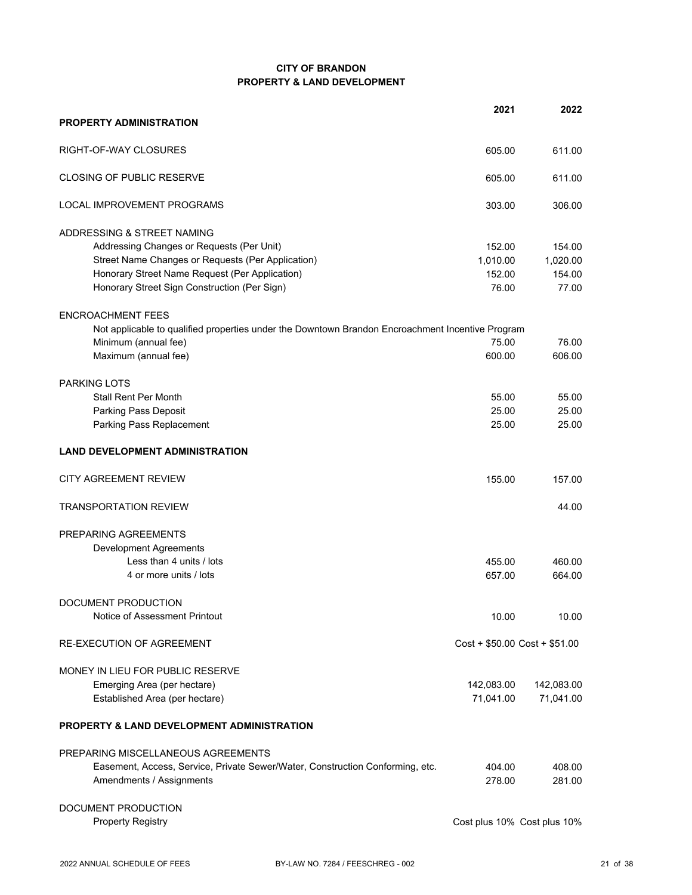# CITY OF BRANDON
## PROPERTY & LAND DEVELOPMENT

| | 2021 | 2022 |
|---|---|---|
| **PROPERTY ADMINISTRATION** | | |
| RIGHT-OF-WAY CLOSURES | 605.00 | 611.00 |
| CLOSING OF PUBLIC RESERVE | 605.00 | 611.00 |
| LOCAL IMPROVEMENT PROGRAMS | 303.00 | 306.00 |
| ADDRESSING & STREET NAMING | | |
| Addressing Changes or Requests (Per Unit) | 152.00 | 154.00 |
| Street Name Changes or Requests (Per Application) | 1,010.00 | 1,020.00 |
| Honorary Street Name Request (Per Application) | 152.00 | 154.00 |
| Honorary Street Sign Construction (Per Sign) | 76.00 | 77.00 |
| ENCROACHMENT FEES | | |
| Not applicable to qualified properties under the Downtown Brandon Encroachment Incentive Program | | |
| Minimum (annual fee) | 75.00 | 76.00 |
| Maximum (annual fee) | 600.00 | 606.00 |
| PARKING LOTS | | |
| Stall Rent Per Month | 55.00 | 55.00 |
| Parking Pass Deposit | 25.00 | 25.00 |
| Parking Pass Replacement | 25.00 | 25.00 |
| **LAND DEVELOPMENT ADMINISTRATION** | | |
| CITY AGREEMENT REVIEW | 155.00 | 157.00 |
| TRANSPORTATION REVIEW | | 44.00 |
| PREPARING AGREEMENTS | | |
| Development Agreements | | |
| Less than 4 units / lots | 455.00 | 460.00 |
| 4 or more units / lots | 657.00 | 664.00 |
| DOCUMENT PRODUCTION | | |
| Notice of Assessment Printout | 10.00 | 10.00 |
| RE-EXECUTION OF AGREEMENT | Cost + $50.00 | Cost + $51.00 |
| MONEY IN LIEU FOR PUBLIC RESERVE | | |
| Emerging Area (per hectare) | 142,083.00 | 142,083.00 |
| Established Area (per hectare) | 71,041.00 | 71,041.00 |
| **PROPERTY & LAND DEVELOPMENT ADMINISTRATION** | | |
| PREPARING MISCELLANEOUS AGREEMENTS | | |
| Easement, Access, Service, Private Sewer/Water, Construction Conforming, etc. | 404.00 | 408.00 |
| Amendments / Assignments | 278.00 | 281.00 |
| DOCUMENT PRODUCTION | | |
| Property Registry | Cost plus 10% | Cost plus 10% |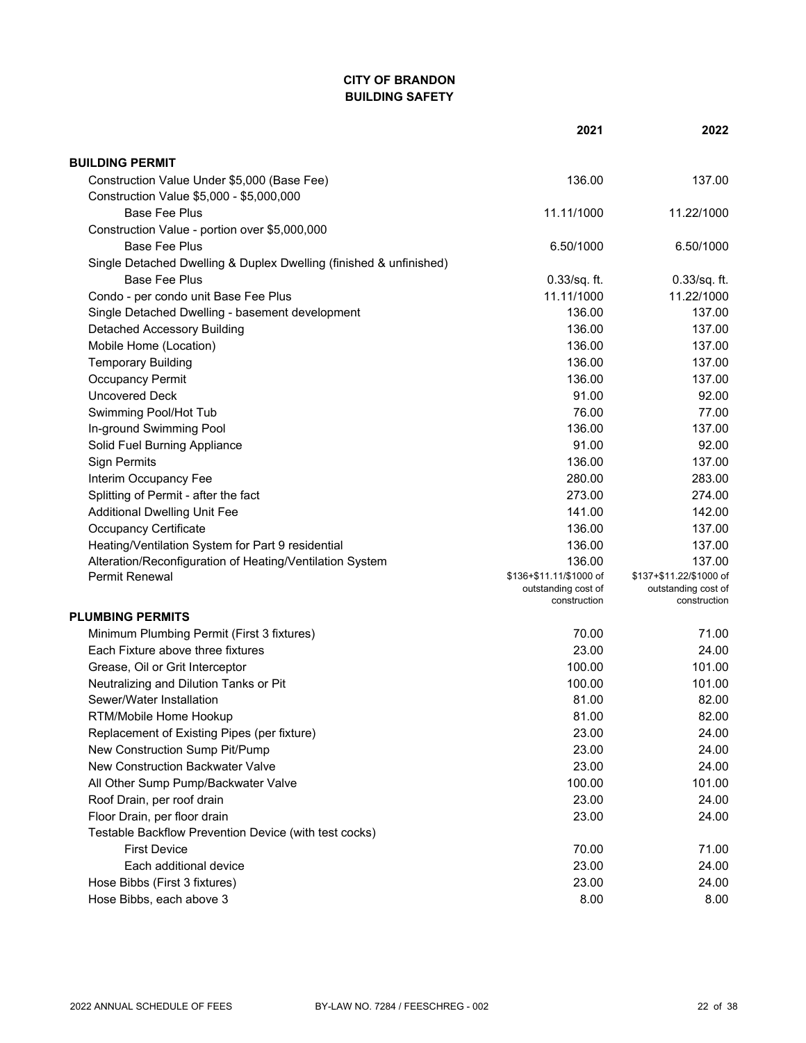# CITY OF BRANDON
## BUILDING SAFETY

| | 2021 | 2022 |
|---|---|---|
| **BUILDING PERMIT** | | |
| Construction Value Under $5,000 (Base Fee) | 136.00 | 137.00 |
| Construction Value $5,000 - $5,000,000 | | |
| Base Fee Plus | 11.11/1000 | 11.22/1000 |
| Construction Value - portion over $5,000,000 | | |
| Base Fee Plus | 6.50/1000 | 6.50/1000 |
| Single Detached Dwelling & Duplex Dwelling (finished & unfinished) | | |
| Base Fee Plus | 0.33/sq. ft. | 0.33/sq. ft. |
| Condo - per condo unit Base Fee Plus | 11.11/1000 | 11.22/1000 |
| Single Detached Dwelling - basement development | 136.00 | 137.00 |
| Detached Accessory Building | 136.00 | 137.00 |
| Mobile Home (Location) | 136.00 | 137.00 |
| Temporary Building | 136.00 | 137.00 |
| Occupancy Permit | 136.00 | 137.00 |
| Uncovered Deck | 91.00 | 92.00 |
| Swimming Pool/Hot Tub | 76.00 | 77.00 |
| In-ground Swimming Pool | 136.00 | 137.00 |
| Solid Fuel Burning Appliance | 91.00 | 92.00 |
| Sign Permits | 136.00 | 137.00 |
| Interim Occupancy Fee | 280.00 | 283.00 |
| Splitting of Permit - after the fact | 273.00 | 274.00 |
| Additional Dwelling Unit Fee | 141.00 | 142.00 |
| Occupancy Certificate | 136.00 | 137.00 |
| Heating/Ventilation System for Part 9 residential | 136.00 | 137.00 |
| Alteration/Reconfiguration of Heating/Ventilation System | 136.00 | 137.00 |
| Permit Renewal | $136+$11.11/$1000 of outstanding cost of construction | $137+$11.22/$1000 of outstanding cost of construction |
| **PLUMBING PERMITS** | | |
| Minimum Plumbing Permit (First 3 fixtures) | 70.00 | 71.00 |
| Each Fixture above three fixtures | 23.00 | 24.00 |
| Grease, Oil or Grit Interceptor | 100.00 | 101.00 |
| Neutralizing and Dilution Tanks or Pit | 100.00 | 101.00 |
| Sewer/Water Installation | 81.00 | 82.00 |
| RTM/Mobile Home Hookup | 81.00 | 82.00 |
| Replacement of Existing Pipes (per fixture) | 23.00 | 24.00 |
| New Construction Sump Pit/Pump | 23.00 | 24.00 |
| New Construction Backwater Valve | 23.00 | 24.00 |
| All Other Sump Pump/Backwater Valve | 100.00 | 101.00 |
| Roof Drain, per roof drain | 23.00 | 24.00 |
| Floor Drain, per floor drain | 23.00 | 24.00 |
| Testable Backflow Prevention Device (with test cocks) | | |
| First Device | 70.00 | 71.00 |
| Each additional device | 23.00 | 24.00 |
| Hose Bibbs (First 3 fixtures) | 23.00 | 24.00 |
| Hose Bibbs, each above 3 | 8.00 | 8.00 |

2022 ANNUAL SCHEDULE OF FEES BY-LAW NO. 7284 / FEESCHREG - 002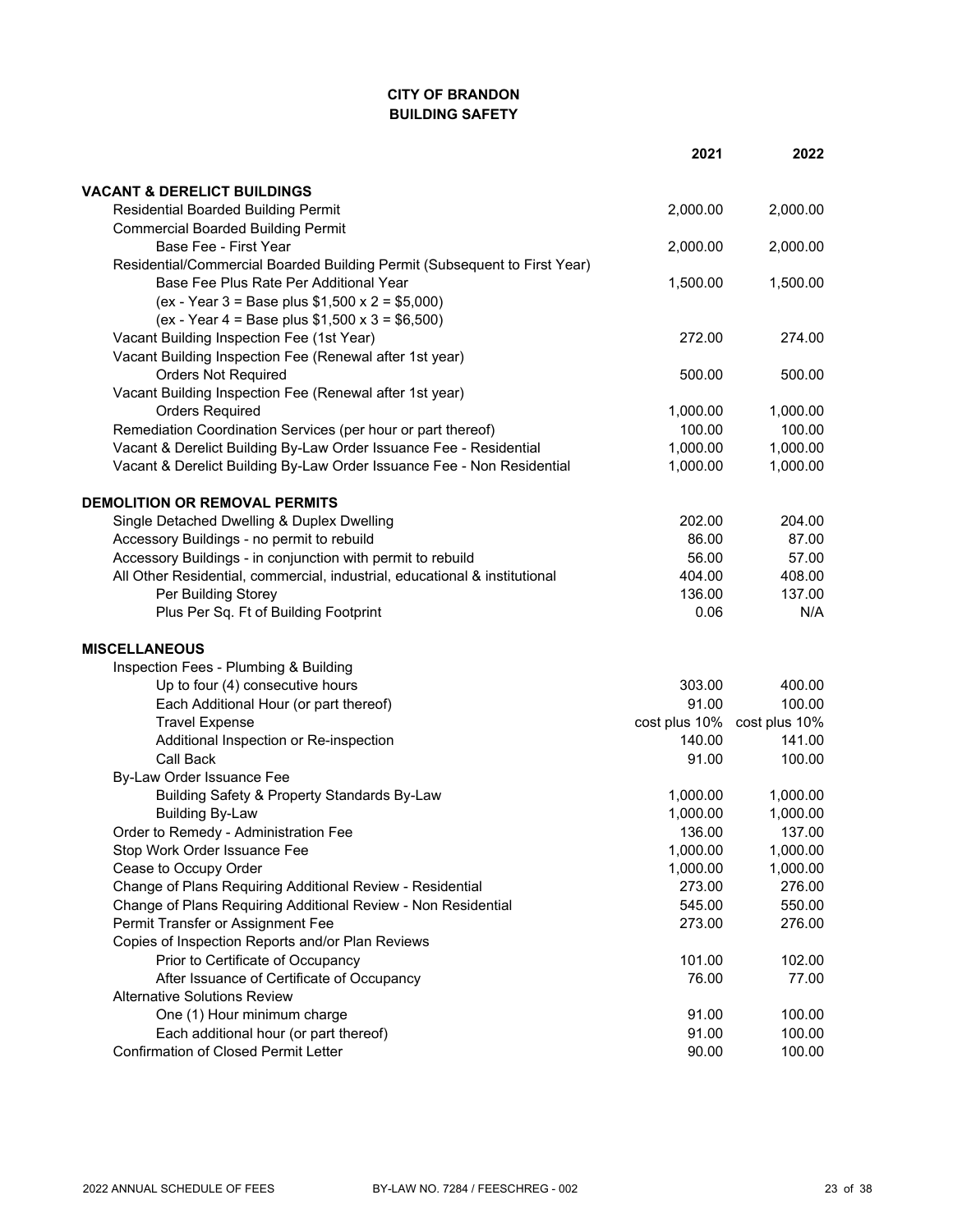**CITY OF BRANDON**
**BUILDING SAFETY**

| | 2021 | 2022 |
|---|---|---|
| **VACANT & DERELICT BUILDINGS** | | |
| Residential Boarded Building Permit | 2,000.00 | 2,000.00 |
| Commercial Boarded Building Permit | | |
| Base Fee - First Year | 2,000.00 | 2,000.00 |
| Residential/Commercial Boarded Building Permit (Subsequent to First Year) | | |
| Base Fee Plus Rate Per Additional Year | 1,500.00 | 1,500.00 |
| (ex - Year 3 = Base plus $1,500 x 2 = $5,000) | | |
| (ex - Year 4 = Base plus $1,500 x 3 = $6,500) | | |
| Vacant Building Inspection Fee (1st Year) | 272.00 | 274.00 |
| Vacant Building Inspection Fee (Renewal after 1st year) | | |
| Orders Not Required | 500.00 | 500.00 |
| Vacant Building Inspection Fee (Renewal after 1st year) | | |
| Orders Required | 1,000.00 | 1,000.00 |
| Remediation Coordination Services (per hour or part thereof) | 100.00 | 100.00 |
| Vacant & Derelict Building By-Law Order Issuance Fee - Residential | 1,000.00 | 1,000.00 |
| Vacant & Derelict Building By-Law Order Issuance Fee - Non Residential | 1,000.00 | 1,000.00 |
| **DEMOLITION OR REMOVAL PERMITS** | | |
| Single Detached Dwelling & Duplex Dwelling | 202.00 | 204.00 |
| Accessory Buildings - no permit to rebuild | 86.00 | 87.00 |
| Accessory Buildings - in conjunction with permit to rebuild | 56.00 | 57.00 |
| All Other Residential, commercial, industrial, educational & institutional | 404.00 | 408.00 |
| Per Building Storey | 136.00 | 137.00 |
| Plus Per Sq. Ft of Building Footprint | 0.06 | N/A |
| **MISCELLANEOUS** | | |
| Inspection Fees - Plumbing & Building | | |
| Up to four (4) consecutive hours | 303.00 | 400.00 |
| Each Additional Hour (or part thereof) | 91.00 | 100.00 |
| Travel Expense | cost plus 10% | cost plus 10% |
| Additional Inspection or Re-inspection | 140.00 | 141.00 |
| Call Back | 91.00 | 100.00 |
| By-Law Order Issuance Fee | | |
| Building Safety & Property Standards By-Law | 1,000.00 | 1,000.00 |
| Building By-Law | 1,000.00 | 1,000.00 |
| Order to Remedy - Administration Fee | 136.00 | 137.00 |
| Stop Work Order Issuance Fee | 1,000.00 | 1,000.00 |
| Cease to Occupy Order | 1,000.00 | 1,000.00 |
| Change of Plans Requiring Additional Review - Residential | 273.00 | 276.00 |
| Change of Plans Requiring Additional Review - Non Residential | 545.00 | 550.00 |
| Permit Transfer or Assignment Fee | 273.00 | 276.00 |
| Copies of Inspection Reports and/or Plan Reviews | | |
| Prior to Certificate of Occupancy | 101.00 | 102.00 |
| After Issuance of Certificate of Occupancy | 76.00 | 77.00 |
| Alternative Solutions Review | | |
| One (1) Hour minimum charge | 91.00 | 100.00 |
| Each additional hour (or part thereof) | 91.00 | 100.00 |
| Confirmation of Closed Permit Letter | 90.00 | 100.00 |

2022 ANNUAL SCHEDULE OF FEES — BY-LAW NO. 7284 / FEESCHREG - 002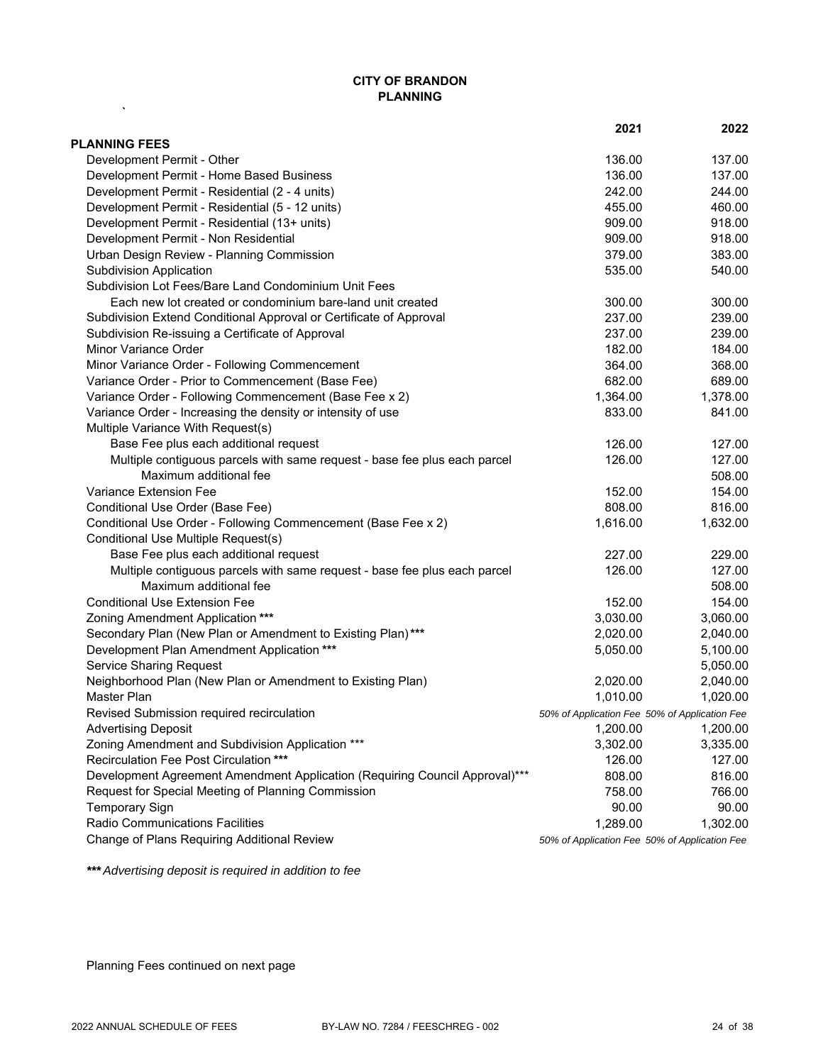# CITY OF BRANDON
## PLANNING

| | 2021 | 2022 |
|---|---|---|
| **PLANNING FEES** | | |
| Development Permit - Other | 136.00 | 137.00 |
| Development Permit - Home Based Business | 136.00 | 137.00 |
| Development Permit - Residential (2 - 4 units) | 242.00 | 244.00 |
| Development Permit - Residential (5 - 12 units) | 455.00 | 460.00 |
| Development Permit - Residential (13+ units) | 909.00 | 918.00 |
| Development Permit - Non Residential | 909.00 | 918.00 |
| Urban Design Review - Planning Commission | 379.00 | 383.00 |
| Subdivision Application | 535.00 | 540.00 |
| Subdivision Lot Fees/Bare Land Condominium Unit Fees | | |
| Each new lot created or condominium bare-land unit created | 300.00 | 300.00 |
| Subdivision Extend Conditional Approval or Certificate of Approval | 237.00 | 239.00 |
| Subdivision Re-issuing a Certificate of Approval | 237.00 | 239.00 |
| Minor Variance Order | 182.00 | 184.00 |
| Minor Variance Order - Following Commencement | 364.00 | 368.00 |
| Variance Order - Prior to Commencement (Base Fee) | 682.00 | 689.00 |
| Variance Order - Following Commencement (Base Fee x 2) | 1,364.00 | 1,378.00 |
| Variance Order - Increasing the density or intensity of use | 833.00 | 841.00 |
| Multiple Variance With Request(s) | | |
| Base Fee plus each additional request | 126.00 | 127.00 |
| Multiple contiguous parcels with same request - base fee plus each parcel | 126.00 | 127.00 |
| Maximum additional fee | | 508.00 |
| Variance Extension Fee | 152.00 | 154.00 |
| Conditional Use Order (Base Fee) | 808.00 | 816.00 |
| Conditional Use Order - Following Commencement (Base Fee x 2) | 1,616.00 | 1,632.00 |
| Conditional Use Multiple Request(s) | | |
| Base Fee plus each additional request | 227.00 | 229.00 |
| Multiple contiguous parcels with same request - base fee plus each parcel | 126.00 | 127.00 |
| Maximum additional fee | | 508.00 |
| Conditional Use Extension Fee | 152.00 | 154.00 |
| Zoning Amendment Application *** | 3,030.00 | 3,060.00 |
| Secondary Plan (New Plan or Amendment to Existing Plan)*** | 2,020.00 | 2,040.00 |
| Development Plan Amendment Application *** | 5,050.00 | 5,100.00 |
| Service Sharing Request | | 5,050.00 |
| Neighborhood Plan (New Plan or Amendment to Existing Plan) | 2,020.00 | 2,040.00 |
| Master Plan | 1,010.00 | 1,020.00 |
| Revised Submission required recirculation | *50% of Application Fee* | *50% of Application Fee* |
| Advertising Deposit | 1,200.00 | 1,200.00 |
| Zoning Amendment and Subdivision Application *** | 3,302.00 | 3,335.00 |
| Recirculation Fee Post Circulation *** | 126.00 | 127.00 |
| Development Agreement Amendment Application (Requiring Council Approval)*** | 808.00 | 816.00 |
| Request for Special Meeting of Planning Commission | 758.00 | 766.00 |
| Temporary Sign | 90.00 | 90.00 |
| Radio Communications Facilities | 1,289.00 | 1,302.00 |
| Change of Plans Requiring Additional Review | *50% of Application Fee* | *50% of Application Fee* |

***** *Advertising deposit is required in addition to fee*

Planning Fees continued on next page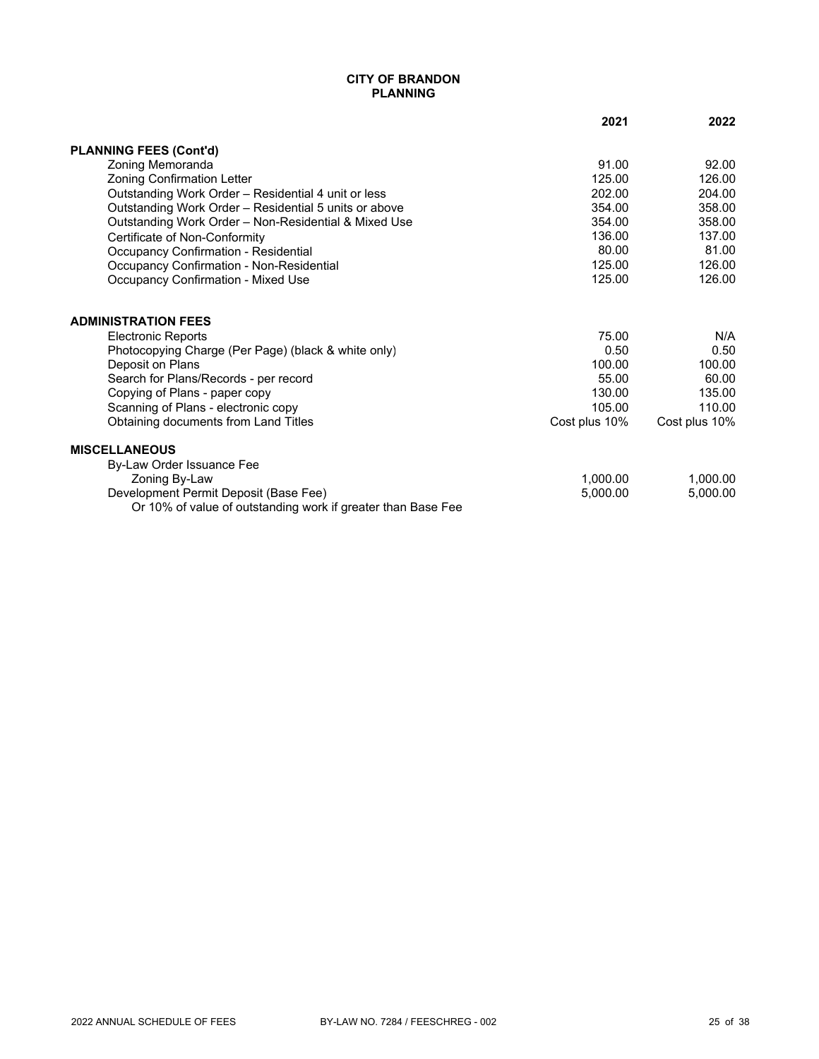**CITY OF BRANDON**
**PLANNING**

| | 2021 | 2022 |
|---|---|---|
| **PLANNING FEES (Cont'd)** | | |
| Zoning Memoranda | 91.00 | 92.00 |
| Zoning Confirmation Letter | 125.00 | 126.00 |
| Outstanding Work Order – Residential 4 unit or less | 202.00 | 204.00 |
| Outstanding Work Order – Residential 5 units or above | 354.00 | 358.00 |
| Outstanding Work Order – Non-Residential & Mixed Use | 354.00 | 358.00 |
| Certificate of Non-Conformity | 136.00 | 137.00 |
| Occupancy Confirmation - Residential | 80.00 | 81.00 |
| Occupancy Confirmation - Non-Residential | 125.00 | 126.00 |
| Occupancy Confirmation - Mixed Use | 125.00 | 126.00 |
| **ADMINISTRATION FEES** | | |
| Electronic Reports | 75.00 | N/A |
| Photocopying Charge (Per Page) (black & white only) | 0.50 | 0.50 |
| Deposit on Plans | 100.00 | 100.00 |
| Search for Plans/Records - per record | 55.00 | 60.00 |
| Copying of Plans - paper copy | 130.00 | 135.00 |
| Scanning of Plans - electronic copy | 105.00 | 110.00 |
| Obtaining documents from Land Titles | Cost plus 10% | Cost plus 10% |
| **MISCELLANEOUS** | | |
| By-Law Order Issuance Fee | | |
| Zoning By-Law | 1,000.00 | 1,000.00 |
| Development Permit Deposit (Base Fee) | 5,000.00 | 5,000.00 |
| Or 10% of value of outstanding work if greater than Base Fee | | |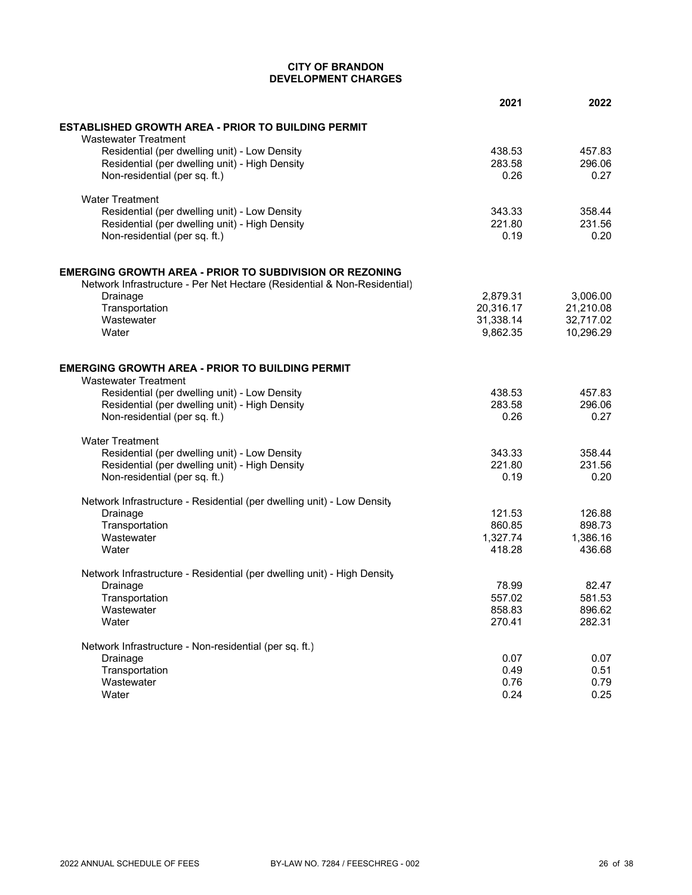# CITY OF BRANDON
## DEVELOPMENT CHARGES

| | 2021 | 2022 |
|---|---|---|
| **ESTABLISHED GROWTH AREA - PRIOR TO BUILDING PERMIT** | | |
| Wastewater Treatment | | |
| Residential (per dwelling unit) - Low Density | 438.53 | 457.83 |
| Residential (per dwelling unit) - High Density | 283.58 | 296.06 |
| Non-residential (per sq. ft.) | 0.26 | 0.27 |
| Water Treatment | | |
| Residential (per dwelling unit) - Low Density | 343.33 | 358.44 |
| Residential (per dwelling unit) - High Density | 221.80 | 231.56 |
| Non-residential (per sq. ft.) | 0.19 | 0.20 |
| **EMERGING GROWTH AREA - PRIOR TO SUBDIVISION OR REZONING** | | |
| Network Infrastructure - Per Net Hectare (Residential & Non-Residential) | | |
| Drainage | 2,879.31 | 3,006.00 |
| Transportation | 20,316.17 | 21,210.08 |
| Wastewater | 31,338.14 | 32,717.02 |
| Water | 9,862.35 | 10,296.29 |
| **EMERGING GROWTH AREA - PRIOR TO BUILDING PERMIT** | | |
| Wastewater Treatment | | |
| Residential (per dwelling unit) - Low Density | 438.53 | 457.83 |
| Residential (per dwelling unit) - High Density | 283.58 | 296.06 |
| Non-residential (per sq. ft.) | 0.26 | 0.27 |
| Water Treatment | | |
| Residential (per dwelling unit) - Low Density | 343.33 | 358.44 |
| Residential (per dwelling unit) - High Density | 221.80 | 231.56 |
| Non-residential (per sq. ft.) | 0.19 | 0.20 |
| Network Infrastructure - Residential (per dwelling unit) - Low Density | | |
| Drainage | 121.53 | 126.88 |
| Transportation | 860.85 | 898.73 |
| Wastewater | 1,327.74 | 1,386.16 |
| Water | 418.28 | 436.68 |
| Network Infrastructure - Residential (per dwelling unit) - High Density | | |
| Drainage | 78.99 | 82.47 |
| Transportation | 557.02 | 581.53 |
| Wastewater | 858.83 | 896.62 |
| Water | 270.41 | 282.31 |
| Network Infrastructure - Non-residential (per sq. ft.) | | |
| Drainage | 0.07 | 0.07 |
| Transportation | 0.49 | 0.51 |
| Wastewater | 0.76 | 0.79 |
| Water | 0.24 | 0.25 |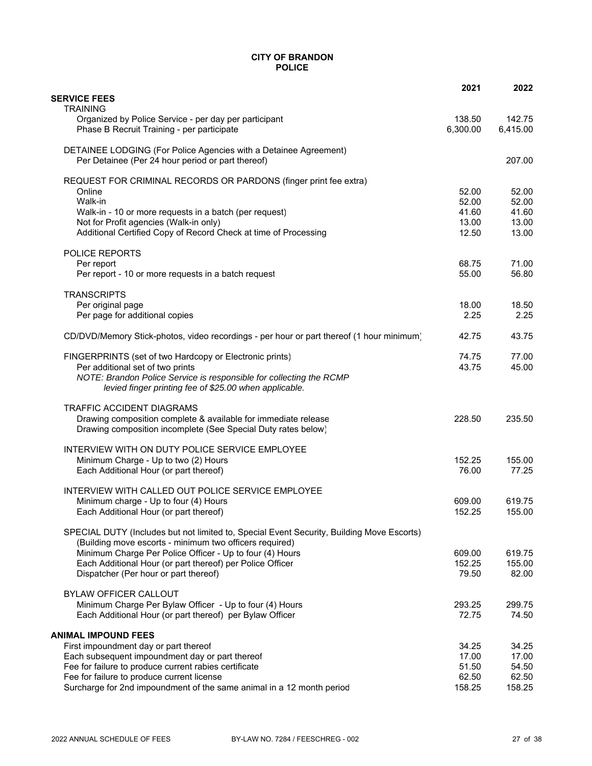# CITY OF BRANDON
## POLICE

| | 2021 | 2022 |
|---|---|---|
| **SERVICE FEES** | | |
| TRAINING | | |
| Organized by Police Service - per day per participant | 138.50 | 142.75 |
| Phase B Recruit Training - per participate | 6,300.00 | 6,415.00 |
| DETAINEE LODGING (For Police Agencies with a Detainee Agreement) | | |
| Per Detainee (Per 24 hour period or part thereof) | | 207.00 |
| REQUEST FOR CRIMINAL RECORDS OR PARDONS (finger print fee extra) | | |
| Online | 52.00 | 52.00 |
| Walk-in | 52.00 | 52.00 |
| Walk-in - 10 or more requests in a batch (per request) | 41.60 | 41.60 |
| Not for Profit agencies (Walk-in only) | 13.00 | 13.00 |
| Additional Certified Copy of Record Check at time of Processing | 12.50 | 13.00 |
| POLICE REPORTS | | |
| Per report | 68.75 | 71.00 |
| Per report - 10 or more requests in a batch request | 55.00 | 56.80 |
| TRANSCRIPTS | | |
| Per original page | 18.00 | 18.50 |
| Per page for additional copies | 2.25 | 2.25 |
| CD/DVD/Memory Stick-photos, video recordings - per hour or part thereof (1 hour minimum) | 42.75 | 43.75 |
| FINGERPRINTS (set of two Hardcopy or Electronic prints) | 74.75 | 77.00 |
| Per additional set of two prints | 43.75 | 45.00 |
| *NOTE: Brandon Police Service is responsible for collecting the RCMP levied finger printing fee of $25.00 when applicable.* | | |
| TRAFFIC ACCIDENT DIAGRAMS | | |
| Drawing composition complete & available for immediate release | 228.50 | 235.50 |
| Drawing composition incomplete (See Special Duty rates below) | | |
| INTERVIEW WITH ON DUTY POLICE SERVICE EMPLOYEE | | |
| Minimum Charge - Up to two (2) Hours | 152.25 | 155.00 |
| Each Additional Hour (or part thereof) | 76.00 | 77.25 |
| INTERVIEW WITH CALLED OUT POLICE SERVICE EMPLOYEE | | |
| Minimum charge - Up to four (4) Hours | 609.00 | 619.75 |
| Each Additional Hour (or part thereof) | 152.25 | 155.00 |
| SPECIAL DUTY (Includes but not limited to, Special Event Security, Building Move Escorts) (Building move escorts - minimum two officers required) | | |
| Minimum Charge Per Police Officer - Up to four (4) Hours | 609.00 | 619.75 |
| Each Additional Hour (or part thereof) per Police Officer | 152.25 | 155.00 |
| Dispatcher (Per hour or part thereof) | 79.50 | 82.00 |
| BYLAW OFFICER CALLOUT | | |
| Minimum Charge Per Bylaw Officer - Up to four (4) Hours | 293.25 | 299.75 |
| Each Additional Hour (or part thereof) per Bylaw Officer | 72.75 | 74.50 |
| **ANIMAL IMPOUND FEES** | | |
| First impoundment day or part thereof | 34.25 | 34.25 |
| Each subsequent impoundment day or part thereof | 17.00 | 17.00 |
| Fee for failure to produce current rabies certificate | 51.50 | 54.50 |
| Fee for failure to produce current license | 62.50 | 62.50 |
| Surcharge for 2nd impoundment of the same animal in a 12 month period | 158.25 | 158.25 |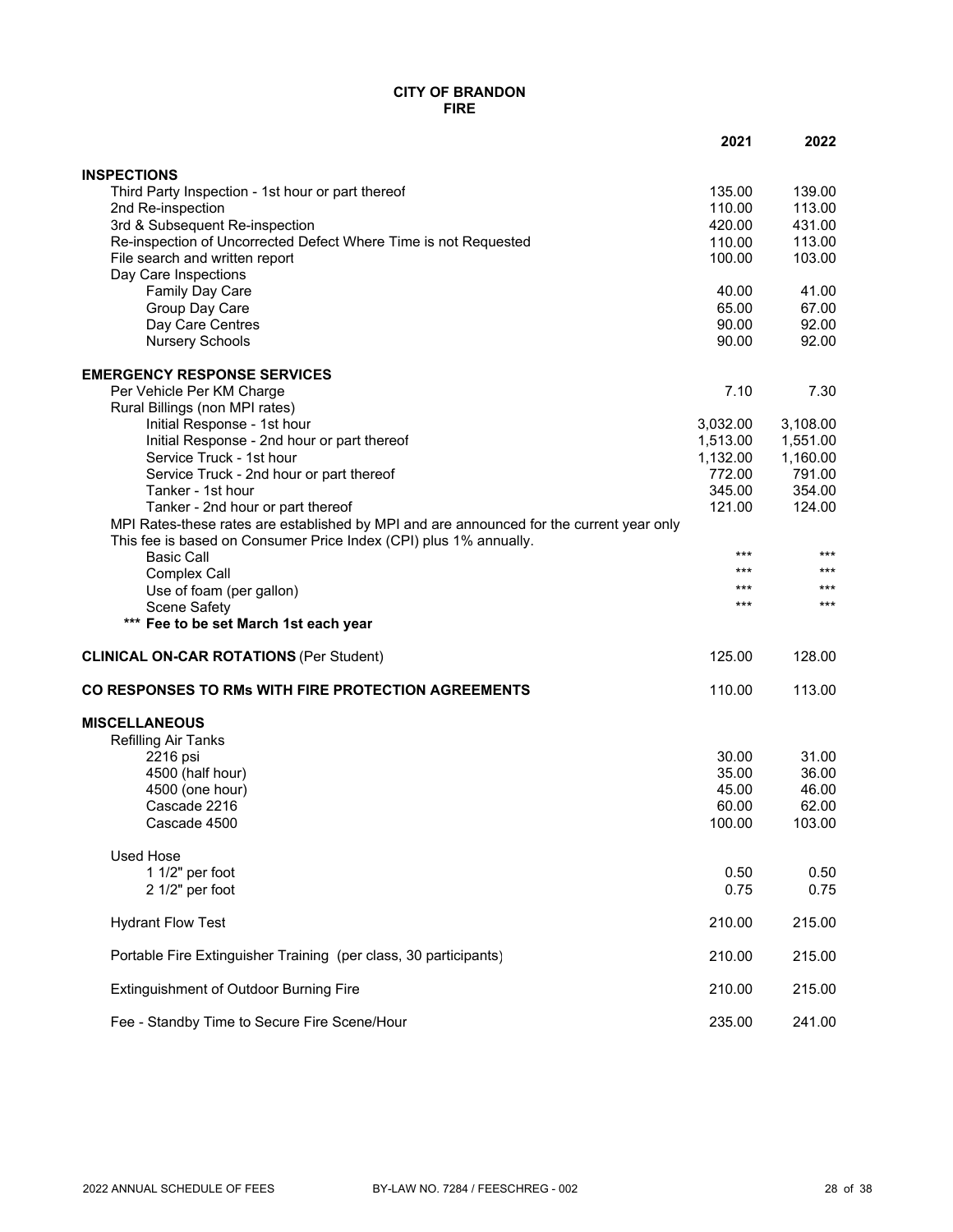**CITY OF BRANDON**
**FIRE**

| | 2021 | 2022 |
|---|---|---|
| **INSPECTIONS** | | |
| Third Party Inspection - 1st hour or part thereof | 135.00 | 139.00 |
| 2nd Re-inspection | 110.00 | 113.00 |
| 3rd & Subsequent Re-inspection | 420.00 | 431.00 |
| Re-inspection of Uncorrected Defect Where Time is not Requested | 110.00 | 113.00 |
| File search and written report | 100.00 | 103.00 |
| Day Care Inspections | | |
| Family Day Care | 40.00 | 41.00 |
| Group Day Care | 65.00 | 67.00 |
| Day Care Centres | 90.00 | 92.00 |
| Nursery Schools | 90.00 | 92.00 |
| **EMERGENCY RESPONSE SERVICES** | | |
| Per Vehicle Per KM Charge | 7.10 | 7.30 |
| Rural Billings (non MPI rates) | | |
| Initial Response - 1st hour | 3,032.00 | 3,108.00 |
| Initial Response - 2nd hour or part thereof | 1,513.00 | 1,551.00 |
| Service Truck - 1st hour | 1,132.00 | 1,160.00 |
| Service Truck - 2nd hour or part thereof | 772.00 | 791.00 |
| Tanker - 1st hour | 345.00 | 354.00 |
| Tanker - 2nd hour or part thereof | 121.00 | 124.00 |
| MPI Rates-these rates are established by MPI and are announced for the current year only. This fee is based on Consumer Price Index (CPI) plus 1% annually. | | |
| Basic Call | *** | *** |
| Complex Call | *** | *** |
| Use of foam (per gallon) | *** | *** |
| Scene Safety | *** | *** |
| ***Fee to be set March 1st each year*** | | |
| **CLINICAL ON-CAR ROTATIONS** (Per Student) | 125.00 | 128.00 |
| **CO RESPONSES TO RMs WITH FIRE PROTECTION AGREEMENTS** | 110.00 | 113.00 |
| **MISCELLANEOUS** | | |
| Refilling Air Tanks | | |
| 2216 psi | 30.00 | 31.00 |
| 4500 (half hour) | 35.00 | 36.00 |
| 4500 (one hour) | 45.00 | 46.00 |
| Cascade 2216 | 60.00 | 62.00 |
| Cascade 4500 | 100.00 | 103.00 |
| Used Hose | | |
| 1 1/2" per foot | 0.50 | 0.50 |
| 2 1/2" per foot | 0.75 | 0.75 |
| Hydrant Flow Test | 210.00 | 215.00 |
| Portable Fire Extinguisher Training (per class, 30 participants) | 210.00 | 215.00 |
| Extinguishment of Outdoor Burning Fire | 210.00 | 215.00 |
| Fee - Standby Time to Secure Fire Scene/Hour | 235.00 | 241.00 |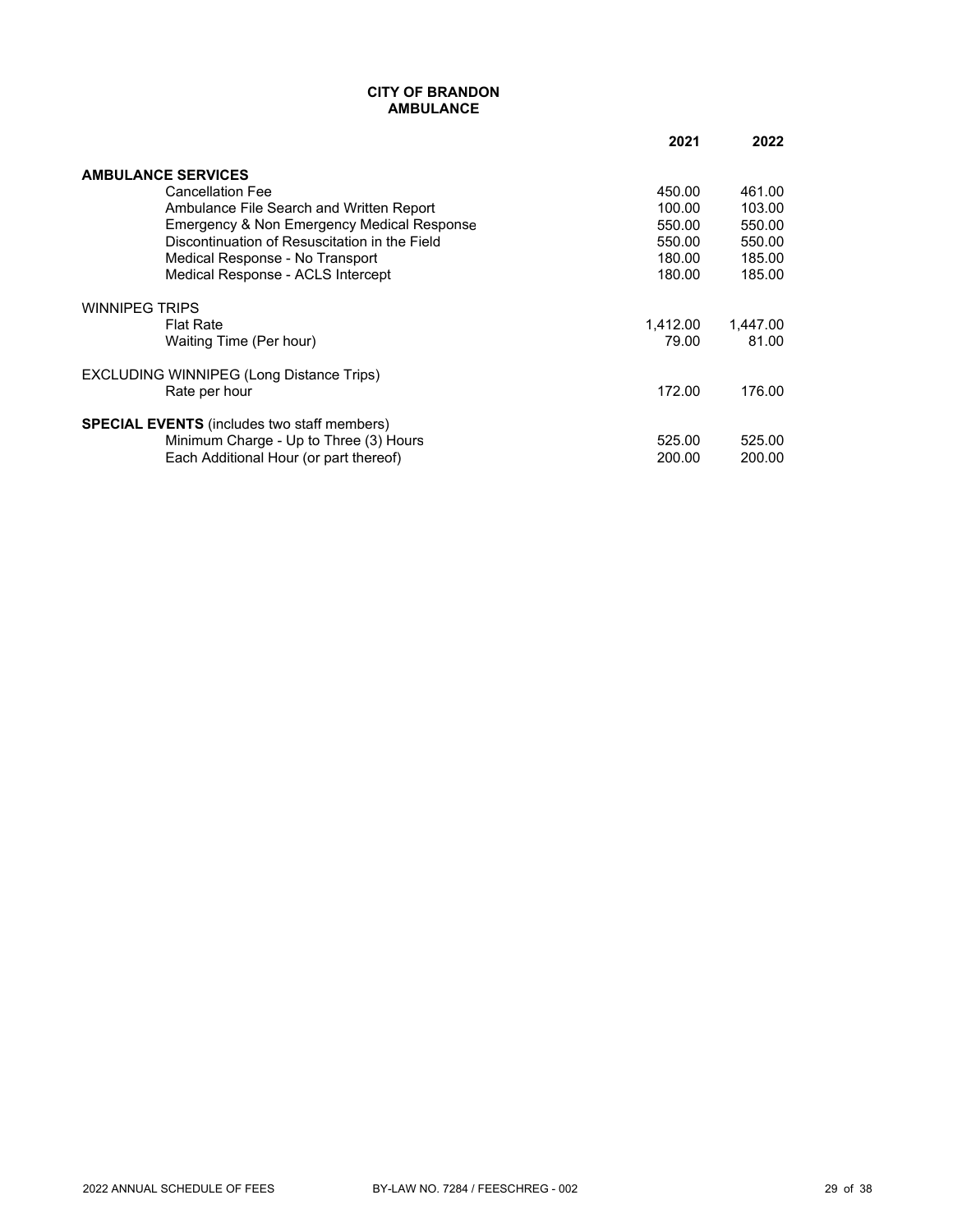# CITY OF BRANDON
## AMBULANCE

| | 2021 | 2022 |
|---|---|---|
| **AMBULANCE SERVICES** | | |
| Cancellation Fee | 450.00 | 461.00 |
| Ambulance File Search and Written Report | 100.00 | 103.00 |
| Emergency & Non Emergency Medical Response | 550.00 | 550.00 |
| Discontinuation of Resuscitation in the Field | 550.00 | 550.00 |
| Medical Response - No Transport | 180.00 | 185.00 |
| Medical Response - ACLS Intercept | 180.00 | 185.00 |
| WINNIPEG TRIPS | | |
| Flat Rate | 1,412.00 | 1,447.00 |
| Waiting Time (Per hour) | 79.00 | 81.00 |
| EXCLUDING WINNIPEG (Long Distance Trips) | | |
| Rate per hour | 172.00 | 176.00 |
| **SPECIAL EVENTS** (includes two staff members) | | |
| Minimum Charge - Up to Three (3) Hours | 525.00 | 525.00 |
| Each Additional Hour (or part thereof) | 200.00 | 200.00 |

2022 ANNUAL SCHEDULE OF FEES BY-LAW NO. 7284 / FEESCHREG - 002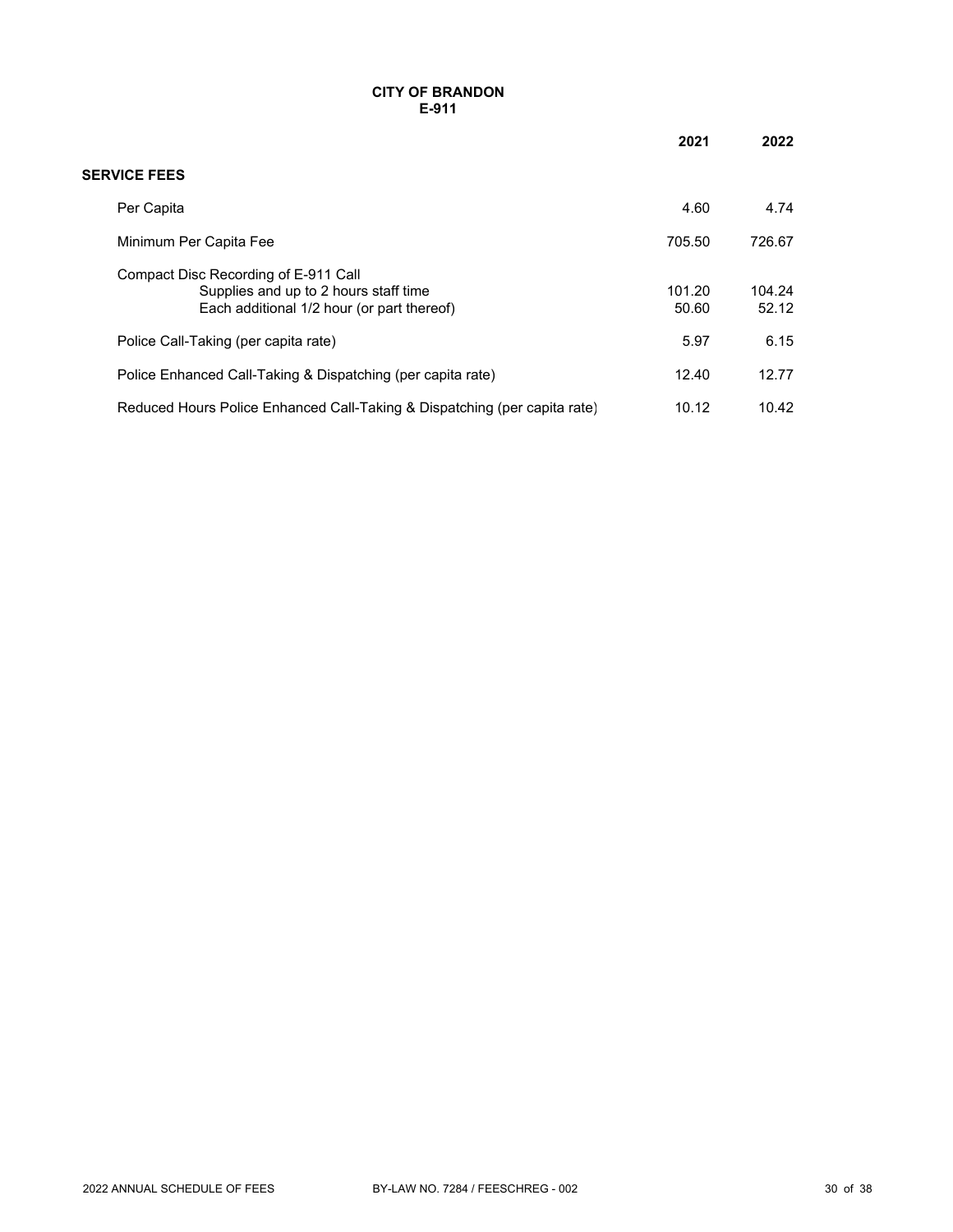# CITY OF BRANDON
## E-911

| | 2021 | 2022 |
|---|---|---|
| **SERVICE FEES** | | |
| Per Capita | 4.60 | 4.74 |
| Minimum Per Capita Fee | 705.50 | 726.67 |
| Compact Disc Recording of E-911 Call | | |
| Supplies and up to 2 hours staff time | 101.20 | 104.24 |
| Each additional 1/2 hour (or part thereof) | 50.60 | 52.12 |
| Police Call-Taking (per capita rate) | 5.97 | 6.15 |
| Police Enhanced Call-Taking & Dispatching (per capita rate) | 12.40 | 12.77 |
| Reduced Hours Police Enhanced Call-Taking & Dispatching (per capita rate) | 10.12 | 10.42 |

2022 ANNUAL SCHEDULE OF FEES BY-LAW NO. 7284 / FEESCHREG - 002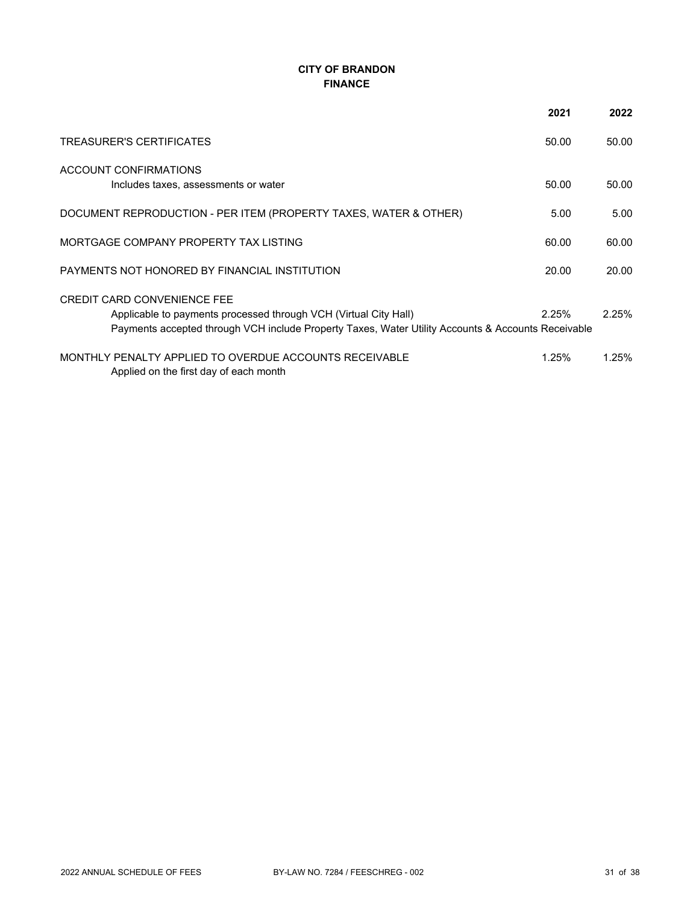# CITY OF BRANDON
## FINANCE

| | 2021 | 2022 |
|---|---|---|
| TREASURER'S CERTIFICATES | 50.00 | 50.00 |
| ACCOUNT CONFIRMATIONS | | |
| Includes taxes, assessments or water | 50.00 | 50.00 |
| DOCUMENT REPRODUCTION - PER ITEM (PROPERTY TAXES, WATER & OTHER) | 5.00 | 5.00 |
| MORTGAGE COMPANY PROPERTY TAX LISTING | 60.00 | 60.00 |
| PAYMENTS NOT HONORED BY FINANCIAL INSTITUTION | 20.00 | 20.00 |
| CREDIT CARD CONVENIENCE FEE | | |
| Applicable to payments processed through VCH (Virtual City Hall) | 2.25% | 2.25% |
| Payments accepted through VCH include Property Taxes, Water Utility Accounts & Accounts Receivable | | |
| MONTHLY PENALTY APPLIED TO OVERDUE ACCOUNTS RECEIVABLE | 1.25% | 1.25% |
| Applied on the first day of each month | | |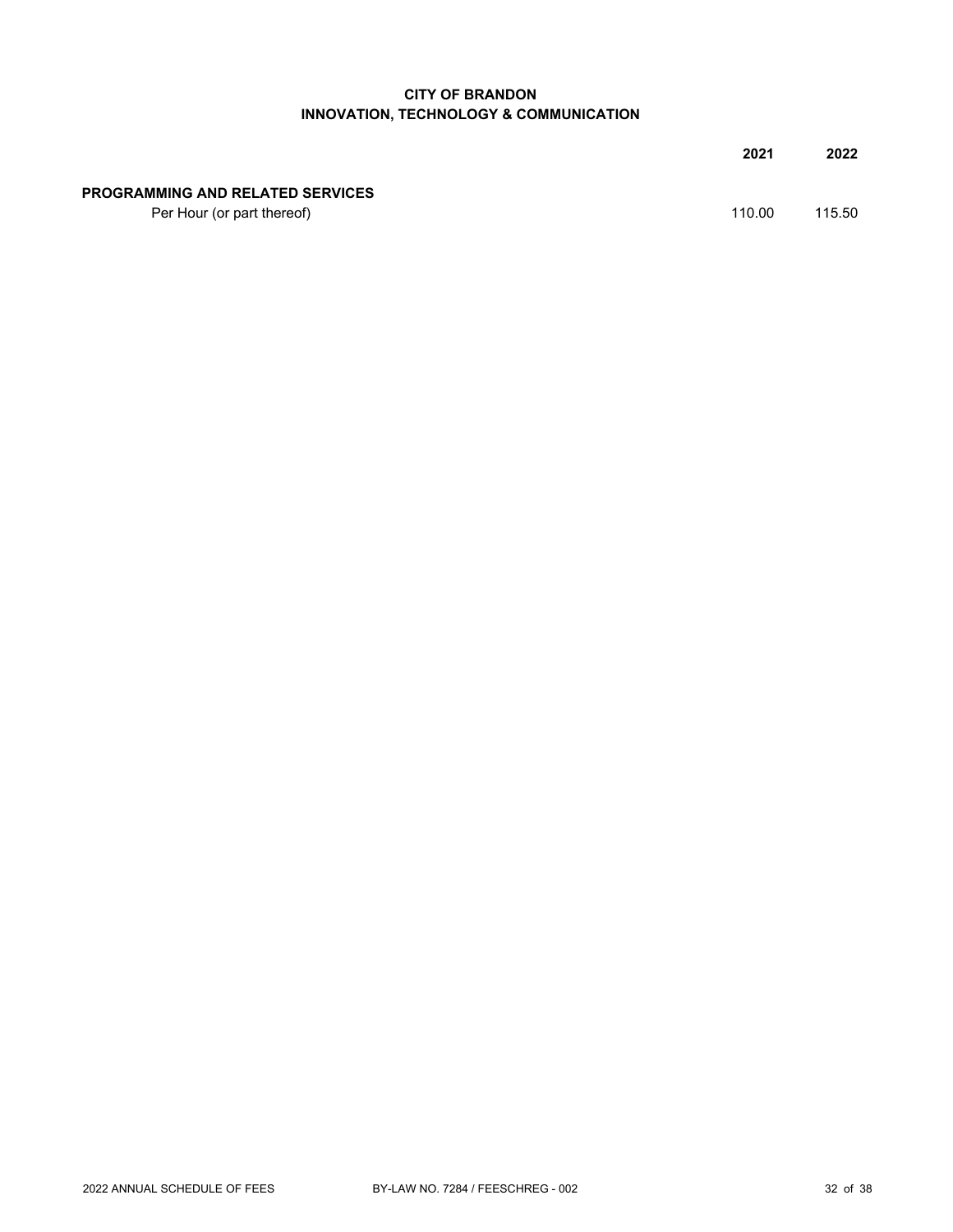# CITY OF BRANDON
## INNOVATION, TECHNOLOGY & COMMUNICATION

| | 2021 | 2022 |
|---|---|---|
| **PROGRAMMING AND RELATED SERVICES** | | |
| Per Hour (or part thereof) | 110.00 | 115.50 |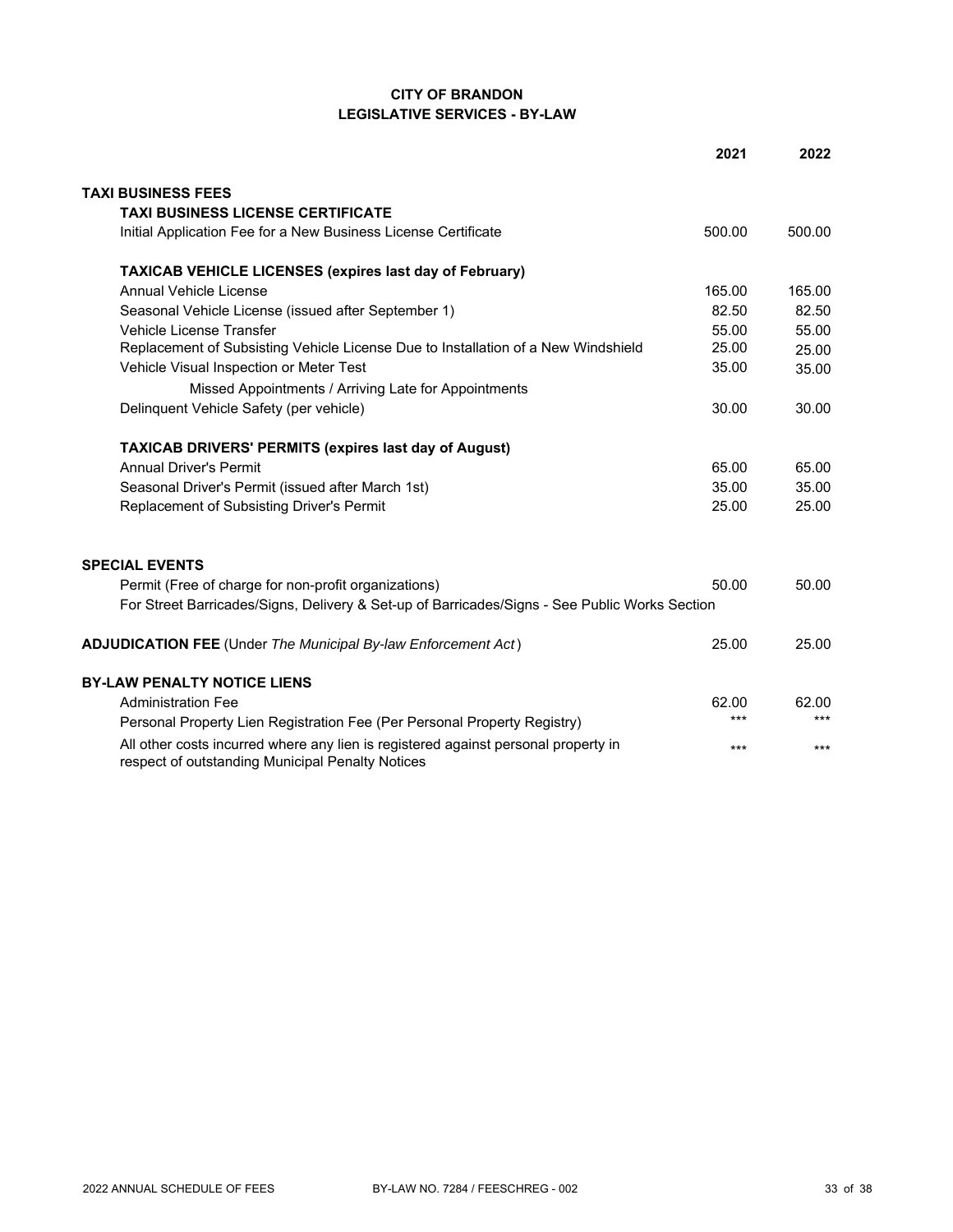**CITY OF BRANDON**
**LEGISLATIVE SERVICES - BY-LAW**

| | 2021 | 2022 |
|---|---|---|
| **TAXI BUSINESS FEES** | | |
| **TAXI BUSINESS LICENSE CERTIFICATE** | | |
| Initial Application Fee for a New Business License Certificate | 500.00 | 500.00 |
| **TAXICAB VEHICLE LICENSES (expires last day of February)** | | |
| Annual Vehicle License | 165.00 | 165.00 |
| Seasonal Vehicle License (issued after September 1) | 82.50 | 82.50 |
| Vehicle License Transfer | 55.00 | 55.00 |
| Replacement of Subsisting Vehicle License Due to Installation of a New Windshield | 25.00 | 25.00 |
| Vehicle Visual Inspection or Meter Test | 35.00 | 35.00 |
| Missed Appointments / Arriving Late for Appointments | | |
| Delinquent Vehicle Safety (per vehicle) | 30.00 | 30.00 |
| **TAXICAB DRIVERS' PERMITS (expires last day of August)** | | |
| Annual Driver's Permit | 65.00 | 65.00 |
| Seasonal Driver's Permit (issued after March 1st) | 35.00 | 35.00 |
| Replacement of Subsisting Driver's Permit | 25.00 | 25.00 |
| **SPECIAL EVENTS** | | |
| Permit (Free of charge for non-profit organizations) | 50.00 | 50.00 |
| For Street Barricades/Signs, Delivery & Set-up of Barricades/Signs - See Public Works Section | | |
| **ADJUDICATION FEE** (Under *The Municipal By-law Enforcement Act*) | 25.00 | 25.00 |
| **BY-LAW PENALTY NOTICE LIENS** | | |
| Administration Fee | 62.00 | 62.00 |
| Personal Property Lien Registration Fee (Per Personal Property Registry) | *** | *** |
| All other costs incurred where any lien is registered against personal property in respect of outstanding Municipal Penalty Notices | *** | *** |

2022 ANNUAL SCHEDULE OF FEES — BY-LAW NO. 7284 / FEESCHREG - 002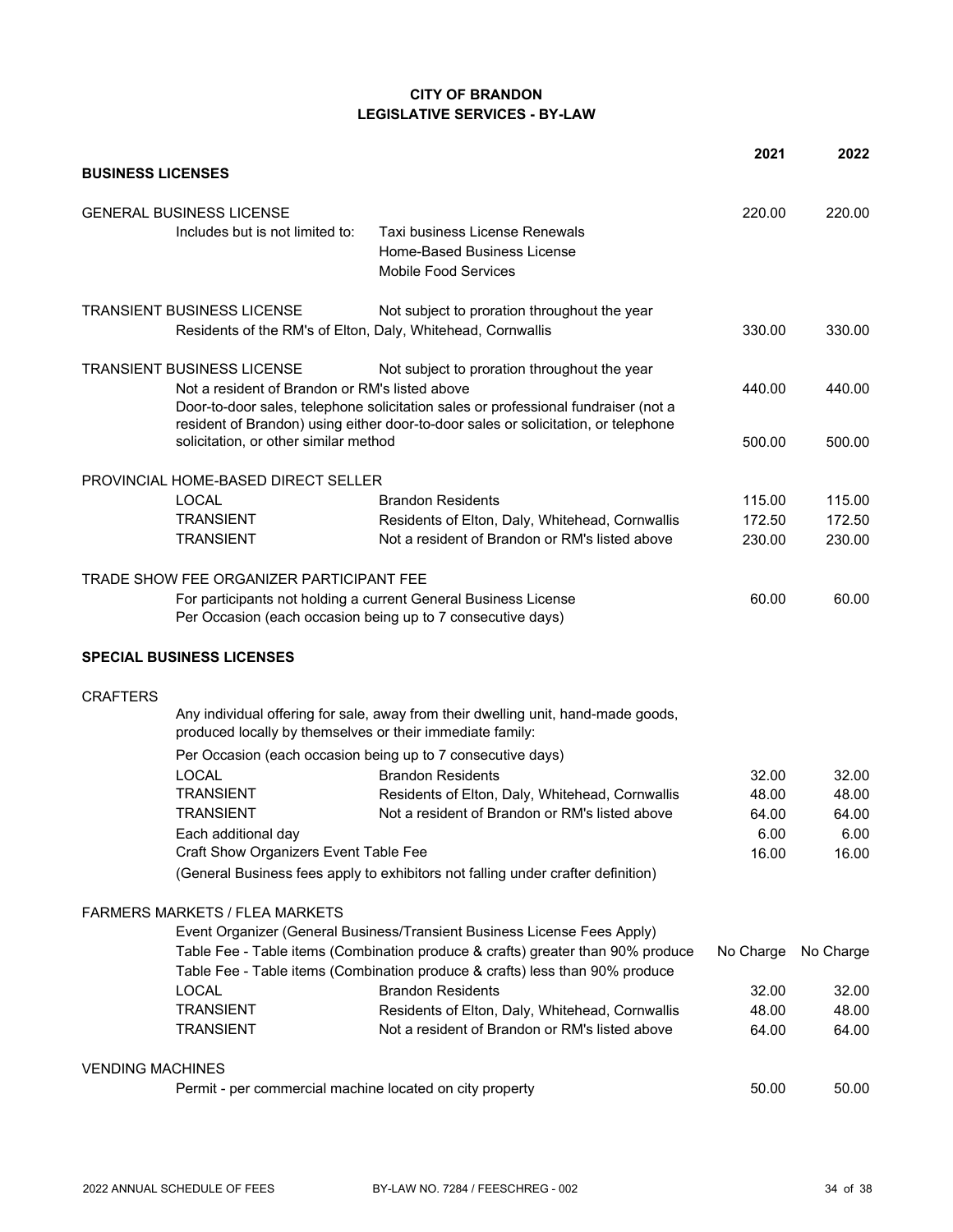**CITY OF BRANDON**
**LEGISLATIVE SERVICES - BY-LAW**

| | | | 2021 | 2022 |
|---|---|---|---|---|
| **BUSINESS LICENSES** | | | | |
| GENERAL BUSINESS LICENSE | | | 220.00 | 220.00 |
| | Includes but is not limited to: | Taxi business License Renewals<br>Home-Based Business License<br>Mobile Food Services | | |
| TRANSIENT BUSINESS LICENSE | | Not subject to proration throughout the year | | |
| | Residents of the RM's of Elton, Daly, Whitehead, Cornwallis | | 330.00 | 330.00 |
| TRANSIENT BUSINESS LICENSE | | Not subject to proration throughout the year | | |
| | Not a resident of Brandon or RM's listed above | | 440.00 | 440.00 |
| | Door-to-door sales, telephone solicitation sales or professional fundraiser (not a resident of Brandon) using either door-to-door sales or solicitation, or telephone solicitation, or other similar method | | 500.00 | 500.00 |
| PROVINCIAL HOME-BASED DIRECT SELLER | | | | |
| | LOCAL | Brandon Residents | 115.00 | 115.00 |
| | TRANSIENT | Residents of Elton, Daly, Whitehead, Cornwallis | 172.50 | 172.50 |
| | TRANSIENT | Not a resident of Brandon or RM's listed above | 230.00 | 230.00 |
| TRADE SHOW FEE ORGANIZER PARTICIPANT FEE | | | | |
| | For participants not holding a current General Business License<br>Per Occasion (each occasion being up to 7 consecutive days) | | 60.00 | 60.00 |
| **SPECIAL BUSINESS LICENSES** | | | | |
| CRAFTERS | | | | |
| | Any individual offering for sale, away from their dwelling unit, hand-made goods, produced locally by themselves or their immediate family: | | | |
| | Per Occasion (each occasion being up to 7 consecutive days) | | | |
| | LOCAL | Brandon Residents | 32.00 | 32.00 |
| | TRANSIENT | Residents of Elton, Daly, Whitehead, Cornwallis | 48.00 | 48.00 |
| | TRANSIENT | Not a resident of Brandon or RM's listed above | 64.00 | 64.00 |
| | Each additional day | | 6.00 | 6.00 |
| | Craft Show Organizers Event Table Fee | | 16.00 | 16.00 |
| | (General Business fees apply to exhibitors not falling under crafter definition) | | | |
| FARMERS MARKETS / FLEA MARKETS | | | | |
| | Event Organizer (General Business/Transient Business License Fees Apply) | | | |
| | Table Fee - Table items (Combination produce & crafts) greater than 90% produce | | No Charge | No Charge |
| | Table Fee - Table items (Combination produce & crafts) less than 90% produce | | | |
| | LOCAL | Brandon Residents | 32.00 | 32.00 |
| | TRANSIENT | Residents of Elton, Daly, Whitehead, Cornwallis | 48.00 | 48.00 |
| | TRANSIENT | Not a resident of Brandon or RM's listed above | 64.00 | 64.00 |
| VENDING MACHINES | | | | |
| | Permit - per commercial machine located on city property | | 50.00 | 50.00 |

2022 ANNUAL SCHEDULE OF FEES &nbsp;&nbsp;&nbsp; BY-LAW NO. 7284 / FEESCHREG - 002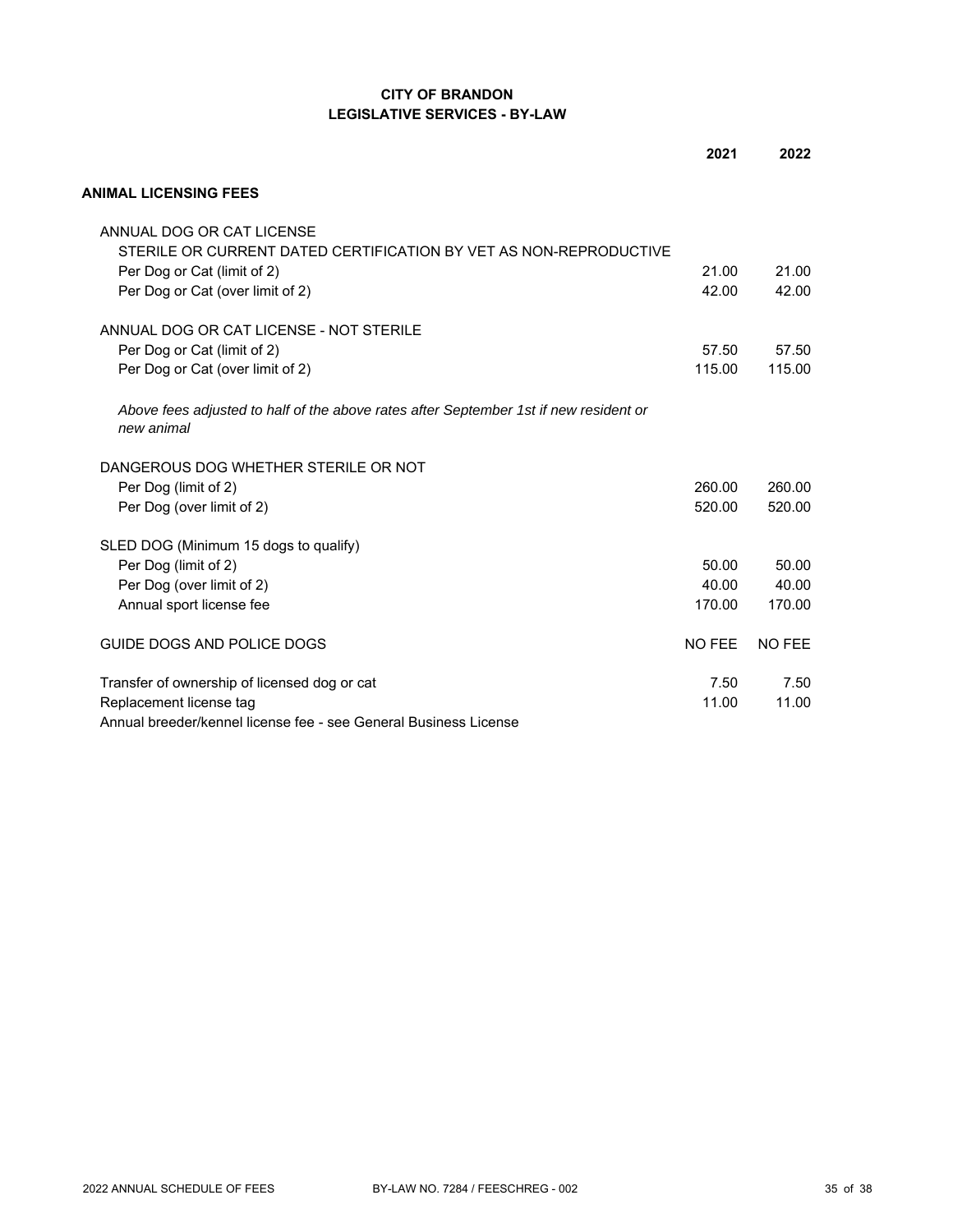**CITY OF BRANDON**
**LEGISLATIVE SERVICES - BY-LAW**

| | 2021 | 2022 |
|---|---|---|
| **ANIMAL LICENSING FEES** | | |
| ANNUAL DOG OR CAT LICENSE | | |
| STERILE OR CURRENT DATED CERTIFICATION BY VET AS NON-REPRODUCTIVE | | |
| Per Dog or Cat (limit of 2) | 21.00 | 21.00 |
| Per Dog or Cat (over limit of 2) | 42.00 | 42.00 |
| ANNUAL DOG OR CAT LICENSE - NOT STERILE | | |
| Per Dog or Cat (limit of 2) | 57.50 | 57.50 |
| Per Dog or Cat (over limit of 2) | 115.00 | 115.00 |
| *Above fees adjusted to half of the above rates after September 1st if new resident or new animal* | | |
| DANGEROUS DOG WHETHER STERILE OR NOT | | |
| Per Dog (limit of 2) | 260.00 | 260.00 |
| Per Dog (over limit of 2) | 520.00 | 520.00 |
| SLED DOG (Minimum 15 dogs to qualify) | | |
| Per Dog (limit of 2) | 50.00 | 50.00 |
| Per Dog (over limit of 2) | 40.00 | 40.00 |
| Annual sport license fee | 170.00 | 170.00 |
| GUIDE DOGS AND POLICE DOGS | NO FEE | NO FEE |
| Transfer of ownership of licensed dog or cat | 7.50 | 7.50 |
| Replacement license tag | 11.00 | 11.00 |
| Annual breeder/kennel license fee - see General Business License | | |

2022 ANNUAL SCHEDULE OF FEES — BY-LAW NO. 7284 / FEESCHREG - 002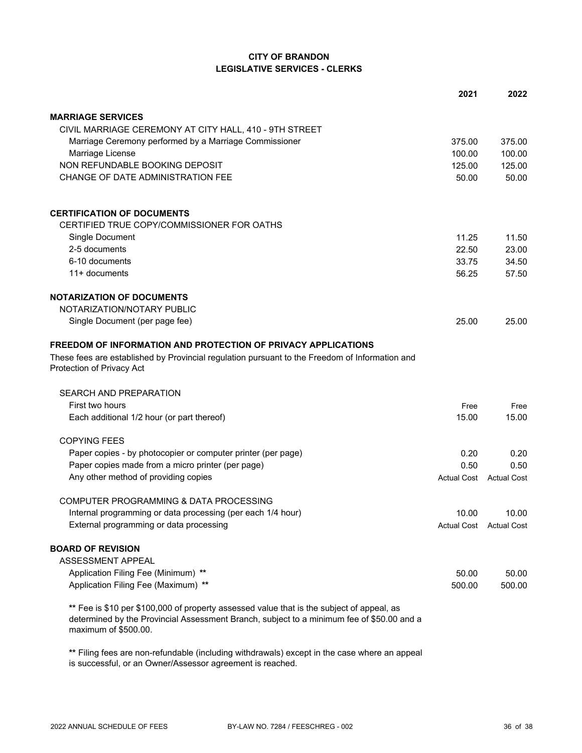# CITY OF BRANDON
## LEGISLATIVE SERVICES - CLERKS

| | 2021 | 2022 |
|---|---|---|
| **MARRIAGE SERVICES** | | |
| CIVIL MARRIAGE CEREMONY AT CITY HALL, 410 - 9TH STREET | | |
| Marriage Ceremony performed by a Marriage Commissioner | 375.00 | 375.00 |
| Marriage License | 100.00 | 100.00 |
| NON REFUNDABLE BOOKING DEPOSIT | 125.00 | 125.00 |
| CHANGE OF DATE ADMINISTRATION FEE | 50.00 | 50.00 |
| **CERTIFICATION OF DOCUMENTS** | | |
| CERTIFIED TRUE COPY/COMMISSIONER FOR OATHS | | |
| Single Document | 11.25 | 11.50 |
| 2-5 documents | 22.50 | 23.00 |
| 6-10 documents | 33.75 | 34.50 |
| 11+ documents | 56.25 | 57.50 |
| **NOTARIZATION OF DOCUMENTS** | | |
| NOTARIZATION/NOTARY PUBLIC | | |
| Single Document (per page fee) | 25.00 | 25.00 |

**FREEDOM OF INFORMATION AND PROTECTION OF PRIVACY APPLICATIONS**

These fees are established by Provincial regulation pursuant to the Freedom of Information and Protection of Privacy Act

| | 2021 | 2022 |
|---|---|---|
| SEARCH AND PREPARATION | | |
| First two hours | Free | Free |
| Each additional 1/2 hour (or part thereof) | 15.00 | 15.00 |
| COPYING FEES | | |
| Paper copies - by photocopier or computer printer (per page) | 0.20 | 0.20 |
| Paper copies made from a micro printer (per page) | 0.50 | 0.50 |
| Any other method of providing copies | Actual Cost | Actual Cost |
| COMPUTER PROGRAMMING & DATA PROCESSING | | |
| Internal programming or data processing (per each 1/4 hour) | 10.00 | 10.00 |
| External programming or data processing | Actual Cost | Actual Cost |
| **BOARD OF REVISION** | | |
| ASSESSMENT APPEAL | | |
| Application Filing Fee (Minimum) ** | 50.00 | 50.00 |
| Application Filing Fee (Maximum) ** | 500.00 | 500.00 |

** Fee is $10 per $100,000 of property assessed value that is the subject of appeal, as determined by the Provincial Assessment Branch, subject to a minimum fee of $50.00 and a maximum of $500.00.

** Filing fees are non-refundable (including withdrawals) except in the case where an appeal is successful, or an Owner/Assessor agreement is reached.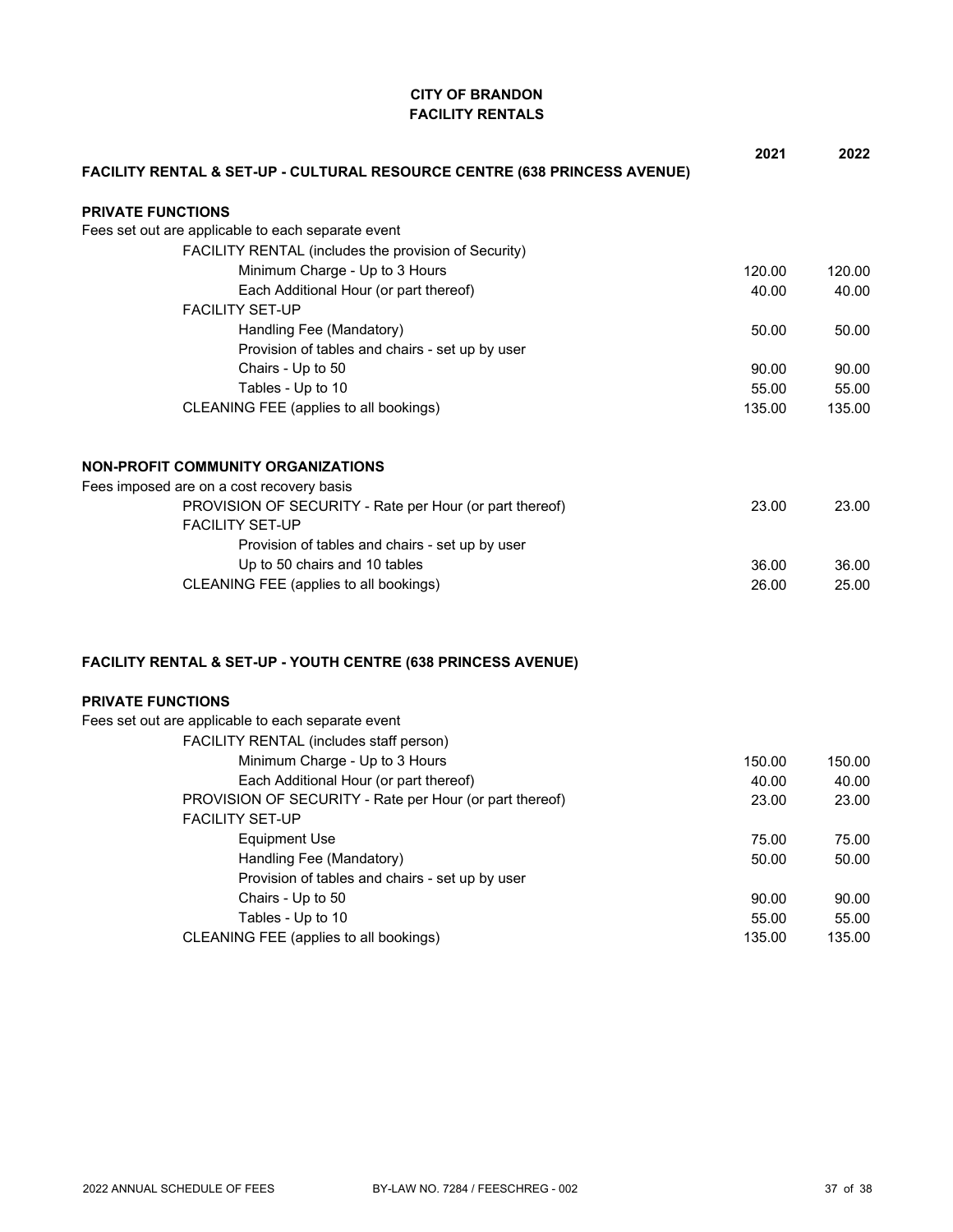# CITY OF BRANDON
## FACILITY RENTALS

| | 2021 | 2022 |
|---|---|---|
| **FACILITY RENTAL & SET-UP - CULTURAL RESOURCE CENTRE (638 PRINCESS AVENUE)** | | |
| **PRIVATE FUNCTIONS** | | |
| Fees set out are applicable to each separate event | | |
| FACILITY RENTAL (includes the provision of Security) | | |
| Minimum Charge - Up to 3 Hours | 120.00 | 120.00 |
| Each Additional Hour (or part thereof) | 40.00 | 40.00 |
| FACILITY SET-UP | | |
| Handling Fee (Mandatory) | 50.00 | 50.00 |
| Provision of tables and chairs - set up by user | | |
| Chairs - Up to 50 | 90.00 | 90.00 |
| Tables - Up to 10 | 55.00 | 55.00 |
| CLEANING FEE (applies to all bookings) | 135.00 | 135.00 |
| **NON-PROFIT COMMUNITY ORGANIZATIONS** | | |
| Fees imposed are on a cost recovery basis | | |
| PROVISION OF SECURITY - Rate per Hour (or part thereof) | 23.00 | 23.00 |
| FACILITY SET-UP | | |
| Provision of tables and chairs - set up by user | | |
| Up to 50 chairs and 10 tables | 36.00 | 36.00 |
| CLEANING FEE (applies to all bookings) | 26.00 | 25.00 |

| | 2021 | 2022 |
|---|---|---|
| **FACILITY RENTAL & SET-UP - YOUTH CENTRE (638 PRINCESS AVENUE)** | | |
| **PRIVATE FUNCTIONS** | | |
| Fees set out are applicable to each separate event | | |
| FACILITY RENTAL (includes staff person) | | |
| Minimum Charge - Up to 3 Hours | 150.00 | 150.00 |
| Each Additional Hour (or part thereof) | 40.00 | 40.00 |
| PROVISION OF SECURITY - Rate per Hour (or part thereof) | 23.00 | 23.00 |
| FACILITY SET-UP | | |
| Equipment Use | 75.00 | 75.00 |
| Handling Fee (Mandatory) | 50.00 | 50.00 |
| Provision of tables and chairs - set up by user | | |
| Chairs - Up to 50 | 90.00 | 90.00 |
| Tables - Up to 10 | 55.00 | 55.00 |
| CLEANING FEE (applies to all bookings) | 135.00 | 135.00 |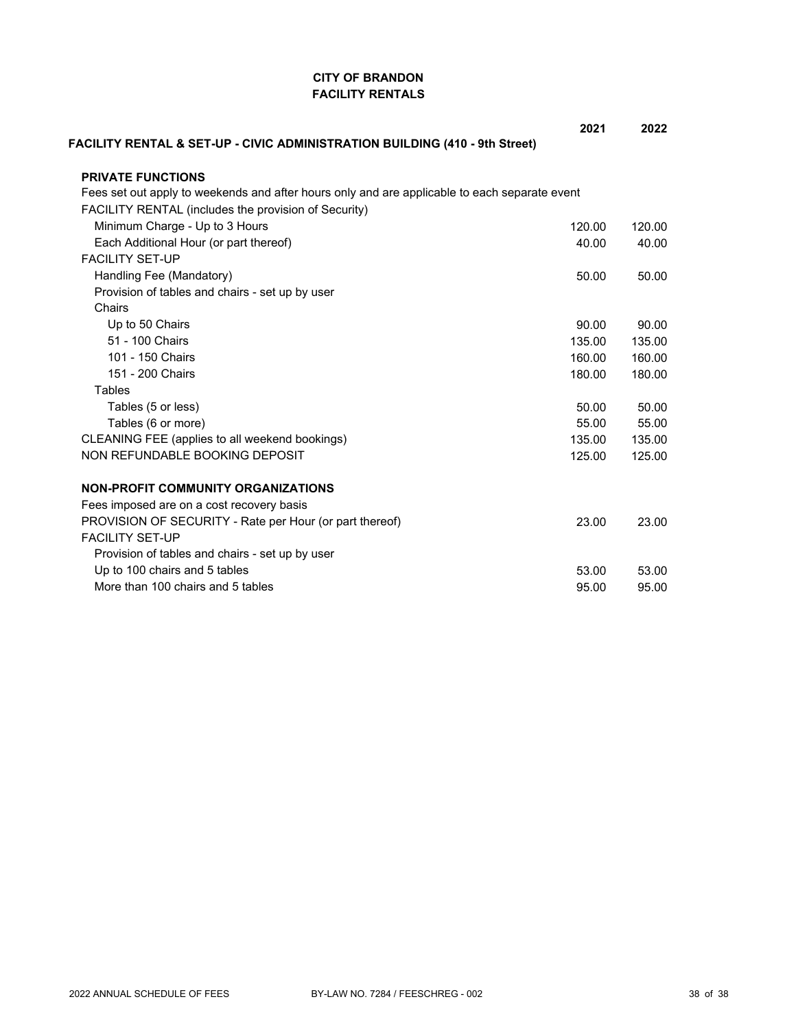# CITY OF BRANDON
## FACILITY RENTALS

| | 2021 | 2022 |
|---|---|---|
| **FACILITY RENTAL & SET-UP - CIVIC ADMINISTRATION BUILDING (410 - 9th Street)** | | |
| **PRIVATE FUNCTIONS** | | |
| Fees set out apply to weekends and after hours only and are applicable to each separate event | | |
| FACILITY RENTAL (includes the provision of Security) | | |
| Minimum Charge - Up to 3 Hours | 120.00 | 120.00 |
| Each Additional Hour (or part thereof) | 40.00 | 40.00 |
| FACILITY SET-UP | | |
| Handling Fee (Mandatory) | 50.00 | 50.00 |
| Provision of tables and chairs - set up by user | | |
| Chairs | | |
| Up to 50 Chairs | 90.00 | 90.00 |
| 51 - 100 Chairs | 135.00 | 135.00 |
| 101 - 150 Chairs | 160.00 | 160.00 |
| 151 - 200 Chairs | 180.00 | 180.00 |
| Tables | | |
| Tables (5 or less) | 50.00 | 50.00 |
| Tables (6 or more) | 55.00 | 55.00 |
| CLEANING FEE (applies to all weekend bookings) | 135.00 | 135.00 |
| NON REFUNDABLE BOOKING DEPOSIT | 125.00 | 125.00 |
| **NON-PROFIT COMMUNITY ORGANIZATIONS** | | |
| Fees imposed are on a cost recovery basis | | |
| PROVISION OF SECURITY - Rate per Hour (or part thereof) | 23.00 | 23.00 |
| FACILITY SET-UP | | |
| Provision of tables and chairs - set up by user | | |
| Up to 100 chairs and 5 tables | 53.00 | 53.00 |
| More than 100 chairs and 5 tables | 95.00 | 95.00 |

2022 ANNUAL SCHEDULE OF FEES BY-LAW NO. 7284 / FEESCHREG - 002